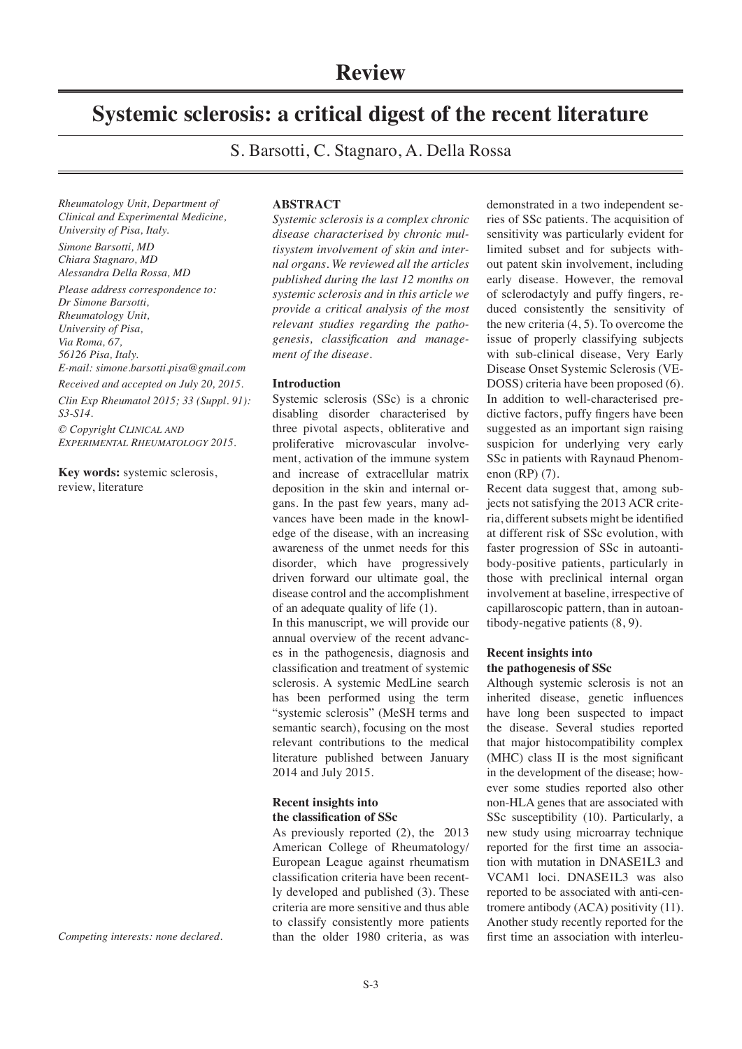# Review

# Systemic sclerosis: a critical digest of the recent literature

S. Barsotti, C. Stagnaro, A. Della Rossa

*Rheumatology Unit, Department of Clinical and Experimental Medicine, University of Pisa, Italy.*

*Simone Barsotti, MD*
*Chiara Stagnaro, MD*
*Alessandra Della Rossa, MD*

*Please address correspondence to:*
*Dr Simone Barsotti,*
*Rheumatology Unit,*
*University of Pisa,*
*Via Roma, 67,*
*56126 Pisa, Italy.*
*E-mail: simone.barsotti.pisa@gmail.com*

*Received and accepted on July 20, 2015.*

*Clin Exp Rheumatol 2015; 33 (Suppl. 91): S3-S14.*

*© Copyright Clinical and Experimental Rheumatology 2015.*

**Key words:** systemic sclerosis, review, literature

*Competing interests: none declared.*

**ABSTRACT**

*Systemic sclerosis is a complex chronic disease characterised by chronic multisystem involvement of skin and internal organs. We reviewed all the articles published during the last 12 months on systemic sclerosis and in this article we provide a critical analysis of the most relevant studies regarding the pathogenesis, classification and management of the disease.*

**Introduction**

Systemic sclerosis (SSc) is a chronic disabling disorder characterised by three pivotal aspects, obliterative and proliferative microvascular involvement, activation of the immune system and increase of extracellular matrix deposition in the skin and internal organs. In the past few years, many advances have been made in the knowledge of the disease, with an increasing awareness of the unmet needs for this disorder, which have progressively driven forward our ultimate goal, the disease control and the accomplishment of an adequate quality of life (1).

In this manuscript, we will provide our annual overview of the recent advances in the pathogenesis, diagnosis and classification and treatment of systemic sclerosis. A systemic MedLine search has been performed using the term "systemic sclerosis" (MeSH terms and semantic search), focusing on the most relevant contributions to the medical literature published between January 2014 and July 2015.

**Recent insights into the classification of SSc**

As previously reported (2), the 2013 American College of Rheumatology/European League against rheumatism classification criteria have been recently developed and published (3). These criteria are more sensitive and thus able to classify consistently more patients than the older 1980 criteria, as was demonstrated in a two independent series of SSc patients. The acquisition of sensitivity was particularly evident for limited subset and for subjects without patent skin involvement, including early disease. However, the removal of sclerodactyly and puffy fingers, reduced consistently the sensitivity of the new criteria (4, 5). To overcome the issue of properly classifying subjects with sub-clinical disease, Very Early Disease Onset Systemic Sclerosis (VEDOSS) criteria have been proposed (6). In addition to well-characterised predictive factors, puffy fingers have been suggested as an important sign raising suspicion for underlying very early SSc in patients with Raynaud Phenomenon (RP) (7).

Recent data suggest that, among subjects not satisfying the 2013 ACR criteria, different subsets might be identified at different risk of SSc evolution, with faster progression of SSc in autoantibody-positive patients, particularly in those with preclinical internal organ involvement at baseline, irrespective of capillaroscopic pattern, than in autoantibody-negative patients (8, 9).

**Recent insights into the pathogenesis of SSc**

Although systemic sclerosis is not an inherited disease, genetic influences have long been suspected to impact the disease. Several studies reported that major histocompatibility complex (MHC) class II is the most significant in the development of the disease; however some studies reported also other non-HLA genes that are associated with SSc susceptibility (10). Particularly, a new study using microarray technique reported for the first time an association with mutation in DNASE1L3 and VCAM1 loci. DNASE1L3 was also reported to be associated with anti-centromere antibody (ACA) positivity (11). Another study recently reported for the first time an association with interleu-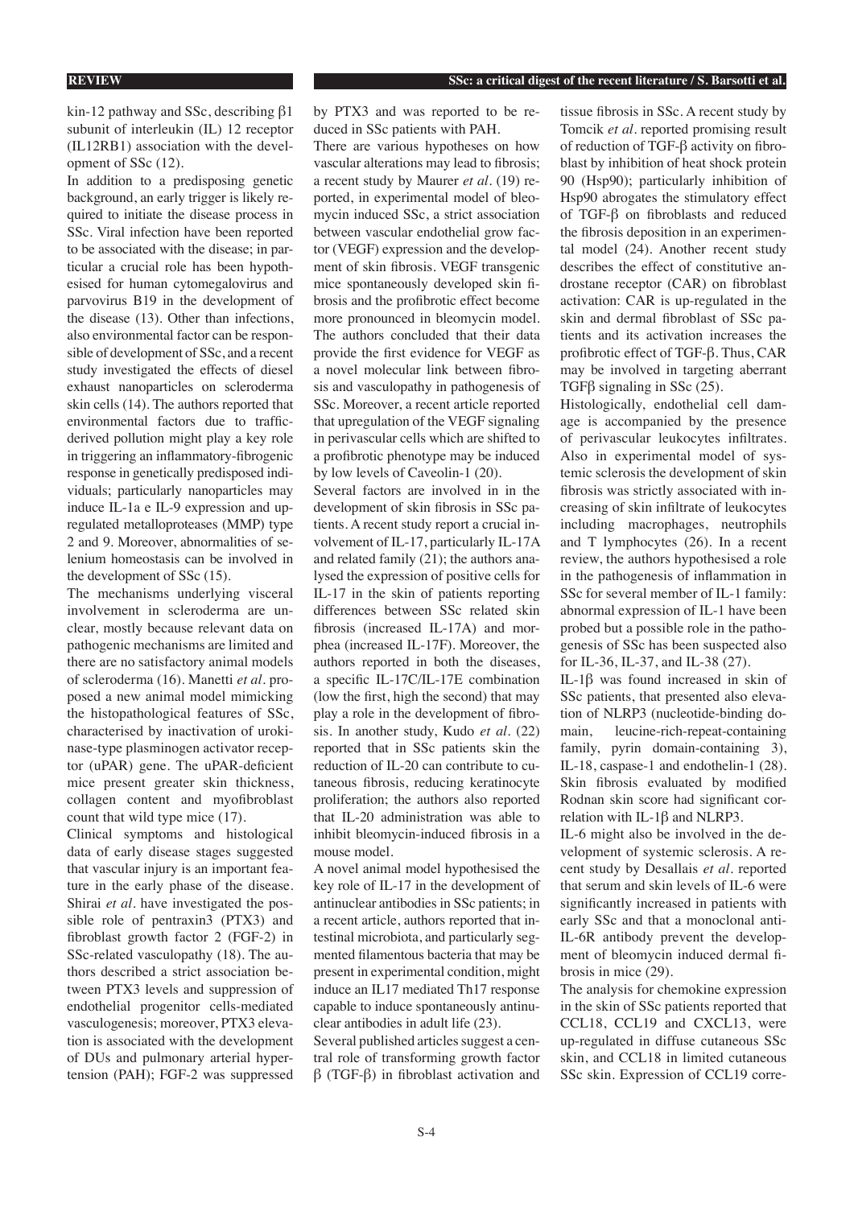kin-12 pathway and SSc, describing β1 subunit of interleukin (IL) 12 receptor (IL12RB1) association with the development of SSc (12).

In addition to a predisposing genetic background, an early trigger is likely required to initiate the disease process in SSc. Viral infection have been reported to be associated with the disease; in particular a crucial role has been hypothesised for human cytomegalovirus and parvovirus B19 in the development of the disease (13). Other than infections, also environmental factor can be responsible of development of SSc, and a recent study investigated the effects of diesel exhaust nanoparticles on scleroderma skin cells (14). The authors reported that environmental factors due to traffic-derived pollution might play a key role in triggering an inflammatory-fibrogenic response in genetically predisposed individuals; particularly nanoparticles may induce IL-1a e IL-9 expression and up-regulated metalloproteases (MMP) type 2 and 9. Moreover, abnormalities of selenium homeostasis can be involved in the development of SSc (15).

The mechanisms underlying visceral involvement in scleroderma are unclear, mostly because relevant data on pathogenic mechanisms are limited and there are no satisfactory animal models of scleroderma (16). Manetti *et al.* proposed a new animal model mimicking the histopathological features of SSc, characterised by inactivation of urokinase-type plasminogen activator receptor (uPAR) gene. The uPAR-deficient mice present greater skin thickness, collagen content and myofibroblast count that wild type mice (17).

Clinical symptoms and histological data of early disease stages suggested that vascular injury is an important feature in the early phase of the disease. Shirai *et al.* have investigated the possible role of pentraxin3 (PTX3) and fibroblast growth factor 2 (FGF-2) in SSc-related vasculopathy (18). The authors described a strict association between PTX3 levels and suppression of endothelial progenitor cells-mediated vasculogenesis; moreover, PTX3 elevation is associated with the development of DUs and pulmonary arterial hypertension (PAH); FGF-2 was suppressed by PTX3 and was reported to be reduced in SSc patients with PAH.

There are various hypotheses on how vascular alterations may lead to fibrosis; a recent study by Maurer *et al.* (19) reported, in experimental model of bleomycin induced SSc, a strict association between vascular endothelial grow factor (VEGF) expression and the development of skin fibrosis. VEGF transgenic mice spontaneously developed skin fibrosis and the profibrotic effect become more pronounced in bleomycin model. The authors concluded that their data provide the first evidence for VEGF as a novel molecular link between fibrosis and vasculopathy in pathogenesis of SSc. Moreover, a recent article reported that upregulation of the VEGF signaling in perivascular cells which are shifted to a profibrotic phenotype may be induced by low levels of Caveolin-1 (20).

Several factors are involved in in the development of skin fibrosis in SSc patients. A recent study report a crucial involvement of IL-17, particularly IL-17A and related family (21); the authors analysed the expression of positive cells for IL-17 in the skin of patients reporting differences between SSc related skin fibrosis (increased IL-17A) and morphea (increased IL-17F). Moreover, the authors reported in both the diseases, a specific IL-17C/IL-17E combination (low the first, high the second) that may play a role in the development of fibrosis. In another study, Kudo *et al.* (22) reported that in SSc patients skin the reduction of IL-20 can contribute to cutaneous fibrosis, reducing keratinocyte proliferation; the authors also reported that IL-20 administration was able to inhibit bleomycin-induced fibrosis in a mouse model.

A novel animal model hypothesised the key role of IL-17 in the development of antinuclear antibodies in SSc patients; in a recent article, authors reported that intestinal microbiota, and particularly segmented filamentous bacteria that may be present in experimental condition, might induce an IL17 mediated Th17 response capable to induce spontaneously antinuclear antibodies in adult life (23).

Several published articles suggest a central role of transforming growth factor β (TGF-β) in fibroblast activation and tissue fibrosis in SSc. A recent study by Tomcik *et al.* reported promising result of reduction of TGF-β activity on fibroblast by inhibition of heat shock protein 90 (Hsp90); particularly inhibition of Hsp90 abrogates the stimulatory effect of TGF-β on fibroblasts and reduced the fibrosis deposition in an experimental model (24). Another recent study describes the effect of constitutive androstane receptor (CAR) on fibroblast activation: CAR is up-regulated in the skin and dermal fibroblast of SSc patients and its activation increases the profibrotic effect of TGF-β. Thus, CAR may be involved in targeting aberrant TGFβ signaling in SSc (25).

Histologically, endothelial cell damage is accompanied by the presence of perivascular leukocytes infiltrates. Also in experimental model of systemic sclerosis the development of skin fibrosis was strictly associated with increasing of skin infiltrate of leukocytes including macrophages, neutrophils and T lymphocytes (26). In a recent review, the authors hypothesised a role in the pathogenesis of inflammation in SSc for several member of IL-1 family: abnormal expression of IL-1 have been probed but a possible role in the pathogenesis of SSc has been suspected also for IL-36, IL-37, and IL-38 (27).

IL-1β was found increased in skin of SSc patients, that presented also elevation of NLRP3 (nucleotide-binding domain, leucine-rich-repeat-containing family, pyrin domain-containing 3), IL-18, caspase-1 and endothelin-1 (28). Skin fibrosis evaluated by modified Rodnan skin score had significant correlation with IL-1β and NLRP3.

IL-6 might also be involved in the development of systemic sclerosis. A recent study by Desallais *et al.* reported that serum and skin levels of IL-6 were significantly increased in patients with early SSc and that a monoclonal anti-IL-6R antibody prevent the development of bleomycin induced dermal fibrosis in mice (29).

The analysis for chemokine expression in the skin of SSc patients reported that CCL18, CCL19 and CXCL13, were up-regulated in diffuse cutaneous SSc skin, and CCL18 in limited cutaneous SSc skin. Expression of CCL19 corre-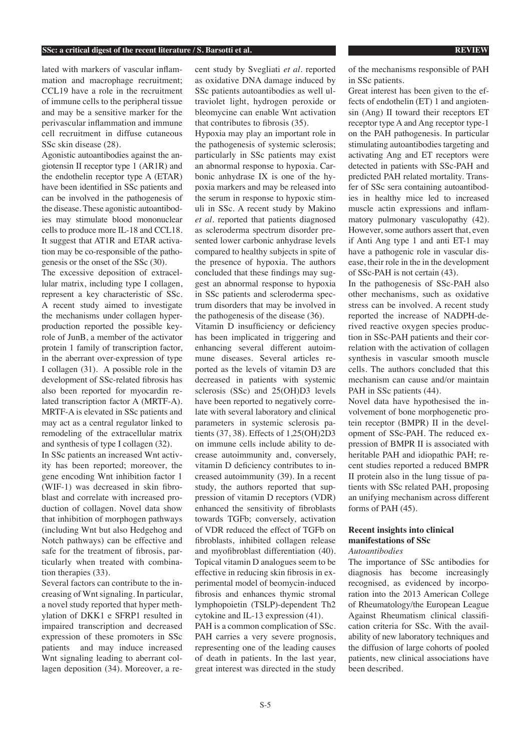lated with markers of vascular inflammation and macrophage recruitment; CCL19 have a role in the recruitment of immune cells to the peripheral tissue and may be a sensitive marker for the perivascular inflammation and immune cell recruitment in diffuse cutaneous SSc skin disease (28).

Agonistic autoantibodies against the angiotensin II receptor type 1 (AR1R) and the endothelin receptor type A (ETAR) have been identified in SSc patients and can be involved in the pathogenesis of the disease. These agonistic autoantibodies may stimulate blood mononuclear cells to produce more IL-18 and CCL18. It suggest that AT1R and ETAR activation may be co-responsible of the pathogenesis or the onset of the SSc (30).

The excessive deposition of extracellular matrix, including type I collagen, represent a key characteristic of SSc. A recent study aimed to investigate the mechanisms under collagen hyperproduction reported the possible key-role of JunB, a member of the activator protein 1 family of transcription factor, in the aberrant over-expression of type I collagen (31). A possible role in the development of SSc-related fibrosis has also been reported for myocardin related transcription factor A (MRTF-A). MRTF-A is elevated in SSc patients and may act as a central regulator linked to remodeling of the extracellular matrix and synthesis of type I collagen (32).

In SSc patients an increased Wnt activity has been reported; moreover, the gene encoding Wnt inhibition factor 1 (WIF-1) was decreased in skin fibroblast and correlate with increased production of collagen. Novel data show that inhibition of morphogen pathways (including Wnt but also Hedgehog and Notch pathways) can be effective and safe for the treatment of fibrosis, particularly when treated with combination therapies (33).

Several factors can contribute to the increasing of Wnt signaling. In particular, a novel study reported that hyper methylation of DKK1 e SFRP1 resulted in impaired transcription and decreased expression of these promoters in SSc patients and may induce increased Wnt signaling leading to aberrant collagen deposition (34). Moreover, a recent study by Svegliati *et al.* reported as oxidative DNA damage induced by SSc patients autoantibodies as well ultraviolet light, hydrogen peroxide or bleomycine can enable Wnt activation that contributes to fibrosis (35).

Hypoxia may play an important role in the pathogenesis of systemic sclerosis; particularly in SSc patients may exist an abnormal response to hypoxia. Carbonic anhydrase IX is one of the hypoxia markers and may be released into the serum in response to hypoxic stimuli in SSc. A recent study by Makino *et al.* reported that patients diagnosed as scleroderma spectrum disorder presented lower carbonic anhydrase levels compared to healthy subjects in spite of the presence of hypoxia. The authors concluded that these findings may suggest an abnormal response to hypoxia in SSc patients and scleroderma spectrum disorders that may be involved in the pathogenesis of the disease (36).

Vitamin D insufficiency or deficiency has been implicated in triggering and enhancing several different autoimmune diseases. Several articles reported as the levels of vitamin D3 are decreased in patients with systemic sclerosis (SSc) and 25(OH)D3 levels have been reported to negatively correlate with several laboratory and clinical parameters in systemic sclerosis patients (37, 38). Effects of 1,25(OH)2D3 on immune cells include ability to decrease autoimmunity and, conversely, vitamin D deficiency contributes to increased autoimmunity (39). In a recent study, the authors reported that suppression of vitamin D receptors (VDR) enhanced the sensitivity of fibroblasts towards TGFb; conversely, activation of VDR reduced the effect of TGFb on fibroblasts, inhibited collagen release and myofibroblast differentiation (40). Topical vitamin D analogues seem to be effective in reducing skin fibrosis in experimental model of beomycin-induced fibrosis and enhances thymic stromal lymphopoietin (TSLP)-dependent Th2 cytokine and IL-13 expression (41).

PAH is a common complication of SSc. PAH carries a very severe prognosis, representing one of the leading causes of death in patients. In the last year, great interest was directed in the study of the mechanisms responsible of PAH in SSc patients.

Great interest has been given to the effects of endothelin (ET) 1 and angiotensin (Ang) II toward their receptors ET receptor type A and Ang receptor type-1 on the PAH pathogenesis. In particular stimulating autoantibodies targeting and activating Ang and ET receptors were detected in patients with SSc-PAH and predicted PAH related mortality. Transfer of SSc sera containing autoantibodies in healthy mice led to increased muscle actin expressions and inflammatory pulmonary vasculopathy (42). However, some authors assert that, even if Anti Ang type 1 and anti ET-1 may have a pathogenic role in vascular disease, their role in the in the development of SSc-PAH is not certain (43).

In the pathogenesis of SSc-PAH also other mechanisms, such as oxidative stress can be involved. A recent study reported the increase of NADPH-derived reactive oxygen species production in SSc-PAH patients and their correlation with the activation of collagen synthesis in vascular smooth muscle cells. The authors concluded that this mechanism can cause and/or maintain PAH in SSc patients (44).

Novel data have hypothesised the involvement of bone morphogenetic protein receptor (BMPR) II in the development of SSc-PAH. The reduced expression of BMPR II is associated with heritable PAH and idiopathic PAH; recent studies reported a reduced BMPR II protein also in the lung tissue of patients with SSc related PAH, proposing an unifying mechanism across different forms of PAH (45).

## Recent insights into clinical manifestations of SSc

### *Autoantibodies*

The importance of SSc antibodies for diagnosis has become increasingly recognised, as evidenced by incorporation into the 2013 American College of Rheumatology/the European League Against Rheumatism clinical classification criteria for SSc. With the availability of new laboratory techniques and the diffusion of large cohorts of pooled patients, new clinical associations have been described.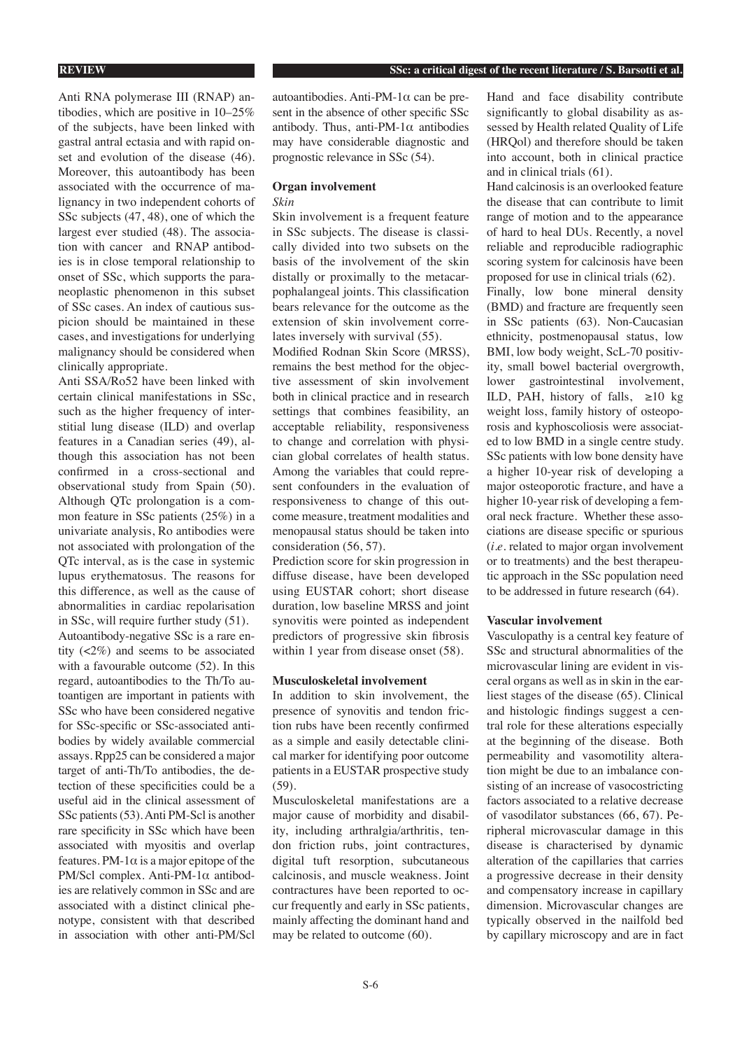Anti RNA polymerase III (RNAP) antibodies, which are positive in 10–25% of the subjects, have been linked with gastral antral ectasia and with rapid onset and evolution of the disease (46). Moreover, this autoantibody has been associated with the occurrence of malignancy in two independent cohorts of SSc subjects (47, 48), one of which the largest ever studied (48). The association with cancer and RNAP antibodies is in close temporal relationship to onset of SSc, which supports the paraneoplastic phenomenon in this subset of SSc cases. An index of cautious suspicion should be maintained in these cases, and investigations for underlying malignancy should be considered when clinically appropriate.

Anti SSA/Ro52 have been linked with certain clinical manifestations in SSc, such as the higher frequency of interstitial lung disease (ILD) and overlap features in a Canadian series (49), although this association has not been confirmed in a cross-sectional and observational study from Spain (50). Although QTc prolongation is a common feature in SSc patients (25%) in a univariate analysis, Ro antibodies were not associated with prolongation of the QTc interval, as is the case in systemic lupus erythematosus. The reasons for this difference, as well as the cause of abnormalities in cardiac repolarisation in SSc, will require further study (51).

Autoantibody-negative SSc is a rare entity (<2%) and seems to be associated with a favourable outcome (52). In this regard, autoantibodies to the Th/To autoantigen are important in patients with SSc who have been considered negative for SSc-specific or SSc-associated antibodies by widely available commercial assays. Rpp25 can be considered a major target of anti-Th/To antibodies, the detection of these specificities could be a useful aid in the clinical assessment of SSc patients (53). Anti PM-Scl is another rare specificity in SSc which have been associated with myositis and overlap features. PM-1$\alpha$ is a major epitope of the PM/Scl complex. Anti-PM-1$\alpha$ antibodies are relatively common in SSc and are associated with a distinct clinical phenotype, consistent with that described in association with other anti-PM/Scl autoantibodies. Anti-PM-1$\alpha$ can be present in the absence of other specific SSc antibody. Thus, anti-PM-1$\alpha$ antibodies may have considerable diagnostic and prognostic relevance in SSc (54).

## Organ involvement

### *Skin*

Skin involvement is a frequent feature in SSc subjects. The disease is classically divided into two subsets on the basis of the involvement of the skin distally or proximally to the metacarpophalangeal joints. This classification bears relevance for the outcome as the extension of skin involvement correlates inversely with survival (55).

Modified Rodnan Skin Score (MRSS), remains the best method for the objective assessment of skin involvement both in clinical practice and in research settings that combines feasibility, an acceptable reliability, responsiveness to change and correlation with physician global correlates of health status. Among the variables that could represent confounders in the evaluation of responsiveness to change of this outcome measure, treatment modalities and menopausal status should be taken into consideration (56, 57).

Prediction score for skin progression in diffuse disease, have been developed using EUSTAR cohort; short disease duration, low baseline MRSS and joint synovitis were pointed as independent predictors of progressive skin fibrosis within 1 year from disease onset (58).

## Musculoskeletal involvement

In addition to skin involvement, the presence of synovitis and tendon friction rubs have been recently confirmed as a simple and easily detectable clinical marker for identifying poor outcome patients in a EUSTAR prospective study (59).

Musculoskeletal manifestations are a major cause of morbidity and disability, including arthralgia/arthritis, tendon friction rubs, joint contractures, digital tuft resorption, subcutaneous calcinosis, and muscle weakness. Joint contractures have been reported to occur frequently and early in SSc patients, mainly affecting the dominant hand and may be related to outcome (60).

Hand and face disability contribute significantly to global disability as assessed by Health related Quality of Life (HRQol) and therefore should be taken into account, both in clinical practice and in clinical trials (61).

Hand calcinosis is an overlooked feature the disease that can contribute to limit range of motion and to the appearance of hard to heal DUs. Recently, a novel reliable and reproducible radiographic scoring system for calcinosis have been proposed for use in clinical trials (62).

Finally, low bone mineral density (BMD) and fracture are frequently seen in SSc patients (63). Non-Caucasian ethnicity, postmenopausal status, low BMI, low body weight, ScL-70 positivity, small bowel bacterial overgrowth, lower gastrointestinal involvement, ILD, PAH, history of falls, ≥10 kg weight loss, family history of osteoporosis and kyphoscoliosis were associated to low BMD in a single centre study. SSc patients with low bone density have a higher 10-year risk of developing a major osteoporotic fracture, and have a higher 10-year risk of developing a femoral neck fracture. Whether these associations are disease specific or spurious (*i.e.* related to major organ involvement or to treatments) and the best therapeutic approach in the SSc population need to be addressed in future research (64).

## Vascular involvement

Vasculopathy is a central key feature of SSc and structural abnormalities of the microvascular lining are evident in visceral organs as well as in skin in the earliest stages of the disease (65). Clinical and histologic findings suggest a central role for these alterations especially at the beginning of the disease. Both permeability and vasomotility alteration might be due to an imbalance consisting of an increase of vasocostricting factors associated to a relative decrease of vasodilator substances (66, 67). Peripheral microvascular damage in this disease is characterised by dynamic alteration of the capillaries that carries a progressive decrease in their density and compensatory increase in capillary dimension. Microvascular changes are typically observed in the nailfold bed by capillary microscopy and are in fact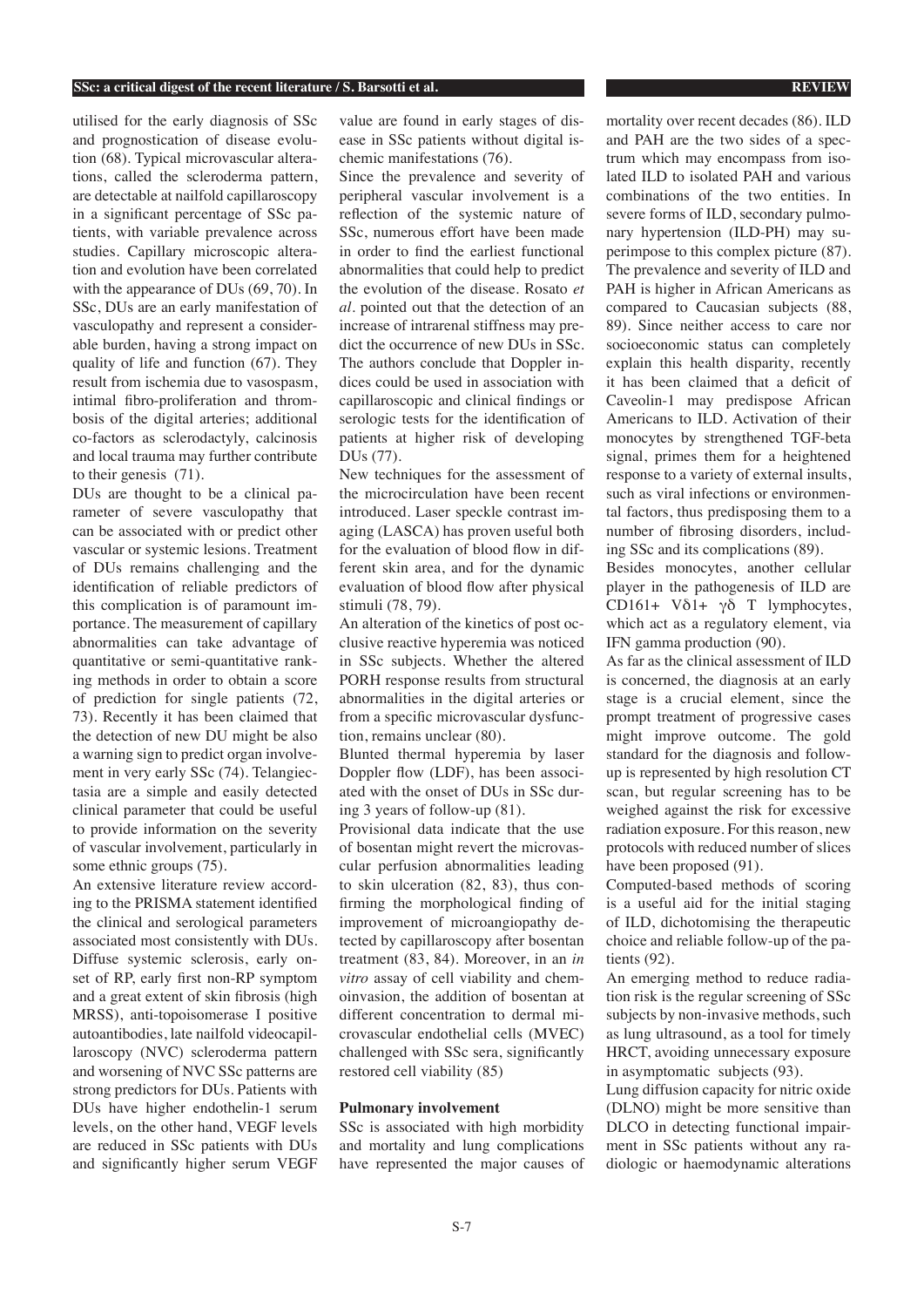utilised for the early diagnosis of SSc and prognostication of disease evolution (68). Typical microvascular alterations, called the scleroderma pattern, are detectable at nailfold capillaroscopy in a significant percentage of SSc patients, with variable prevalence across studies. Capillary microscopic alteration and evolution have been correlated with the appearance of DUs (69, 70). In SSc, DUs are an early manifestation of vasculopathy and represent a considerable burden, having a strong impact on quality of life and function (67). They result from ischemia due to vasospasm, intimal fibro-proliferation and thrombosis of the digital arteries; additional co-factors as sclerodactyly, calcinosis and local trauma may further contribute to their genesis (71).

DUs are thought to be a clinical parameter of severe vasculopathy that can be associated with or predict other vascular or systemic lesions. Treatment of DUs remains challenging and the identification of reliable predictors of this complication is of paramount importance. The measurement of capillary abnormalities can take advantage of quantitative or semi-quantitative ranking methods in order to obtain a score of prediction for single patients (72, 73). Recently it has been claimed that the detection of new DU might be also a warning sign to predict organ involvement in very early SSc (74). Telangiectasia are a simple and easily detected clinical parameter that could be useful to provide information on the severity of vascular involvement, particularly in some ethnic groups (75).

An extensive literature review according to the PRISMA statement identified the clinical and serological parameters associated most consistently with DUs. Diffuse systemic sclerosis, early onset of RP, early first non-RP symptom and a great extent of skin fibrosis (high MRSS), anti-topoisomerase I positive autoantibodies, late nailfold videocapillaroscopy (NVC) scleroderma pattern and worsening of NVC SSc patterns are strong predictors for DUs. Patients with DUs have higher endothelin-1 serum levels, on the other hand, VEGF levels are reduced in SSc patients with DUs and significantly higher serum VEGF value are found in early stages of disease in SSc patients without digital ischemic manifestations (76).

Since the prevalence and severity of peripheral vascular involvement is a reflection of the systemic nature of SSc, numerous effort have been made in order to find the earliest functional abnormalities that could help to predict the evolution of the disease. Rosato *et al.* pointed out that the detection of an increase of intrarenal stiffness may predict the occurrence of new DUs in SSc. The authors conclude that Doppler indices could be used in association with capillaroscopic and clinical findings or serologic tests for the identification of patients at higher risk of developing DUs (77).

New techniques for the assessment of the microcirculation have been recent introduced. Laser speckle contrast imaging (LASCA) has proven useful both for the evaluation of blood flow in different skin area, and for the dynamic evaluation of blood flow after physical stimuli (78, 79).

An alteration of the kinetics of post occlusive reactive hyperemia was noticed in SSc subjects. Whether the altered PORH response results from structural abnormalities in the digital arteries or from a specific microvascular dysfunction, remains unclear (80).

Blunted thermal hyperemia by laser Doppler flow (LDF), has been associated with the onset of DUs in SSc during 3 years of follow-up (81).

Provisional data indicate that the use of bosentan might revert the microvascular perfusion abnormalities leading to skin ulceration (82, 83), thus confirming the morphological finding of improvement of microangiopathy detected by capillaroscopy after bosentan treatment (83, 84). Moreover, in an *in vitro* assay of cell viability and chemoinvasion, the addition of bosentan at different concentration to dermal microvascular endothelial cells (MVEC) challenged with SSc sera, significantly restored cell viability (85)

**Pulmonary involvement**

SSc is associated with high morbidity and mortality and lung complications have represented the major causes of mortality over recent decades (86). ILD and PAH are the two sides of a spectrum which may encompass from isolated ILD to isolated PAH and various combinations of the two entities. In severe forms of ILD, secondary pulmonary hypertension (ILD-PH) may superimpose to this complex picture (87). The prevalence and severity of ILD and PAH is higher in African Americans as compared to Caucasian subjects (88, 89). Since neither access to care nor socioeconomic status can completely explain this health disparity, recently it has been claimed that a deficit of Caveolin-1 may predispose African Americans to ILD. Activation of their monocytes by strengthened TGF-beta signal, primes them for a heightened response to a variety of external insults, such as viral infections or environmental factors, thus predisposing them to a number of fibrosing disorders, including SSc and its complications (89).

Besides monocytes, another cellular player in the pathogenesis of ILD are CD161+ Vδ1+ γδ T lymphocytes, which act as a regulatory element, via IFN gamma production (90).

As far as the clinical assessment of ILD is concerned, the diagnosis at an early stage is a crucial element, since the prompt treatment of progressive cases might improve outcome. The gold standard for the diagnosis and follow-up is represented by high resolution CT scan, but regular screening has to be weighed against the risk for excessive radiation exposure. For this reason, new protocols with reduced number of slices have been proposed (91).

Computed-based methods of scoring is a useful aid for the initial staging of ILD, dichotomising the therapeutic choice and reliable follow-up of the patients (92).

An emerging method to reduce radiation risk is the regular screening of SSc subjects by non-invasive methods, such as lung ultrasound, as a tool for timely HRCT, avoiding unnecessary exposure in asymptomatic subjects (93).

Lung diffusion capacity for nitric oxide (DLNO) might be more sensitive than DLCO in detecting functional impairment in SSc patients without any radiologic or haemodynamic alterations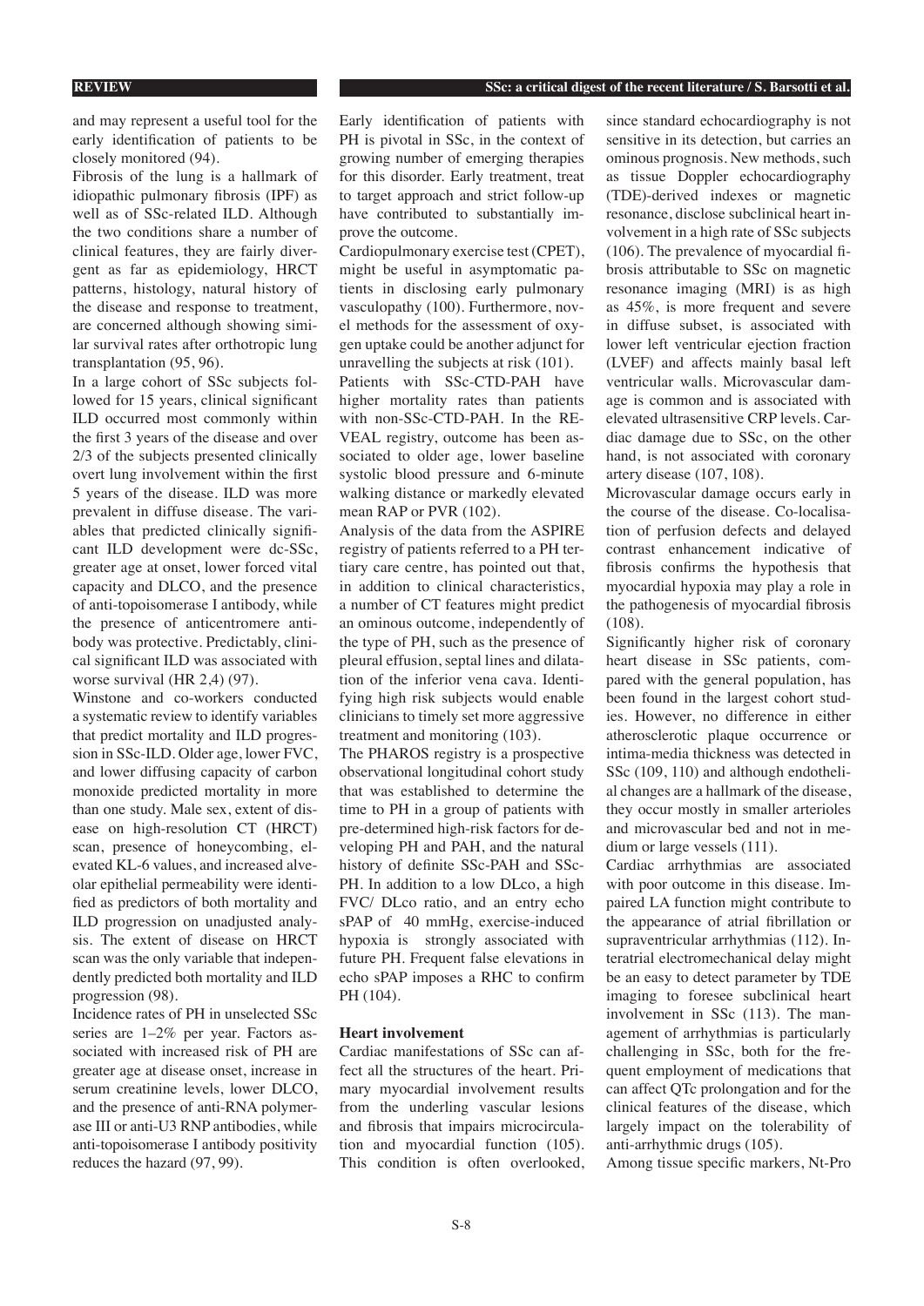and may represent a useful tool for the early identification of patients to be closely monitored (94).

Fibrosis of the lung is a hallmark of idiopathic pulmonary fibrosis (IPF) as well as of SSc-related ILD. Although the two conditions share a number of clinical features, they are fairly divergent as far as epidemiology, HRCT patterns, histology, natural history of the disease and response to treatment, are concerned although showing similar survival rates after orthotropic lung transplantation (95, 96).

In a large cohort of SSc subjects followed for 15 years, clinical significant ILD occurred most commonly within the first 3 years of the disease and over 2/3 of the subjects presented clinically overt lung involvement within the first 5 years of the disease. ILD was more prevalent in diffuse disease. The variables that predicted clinically significant ILD development were dc-SSc, greater age at onset, lower forced vital capacity and DLCO, and the presence of anti-topoisomerase I antibody, while the presence of anticentromere antibody was protective. Predictably, clinical significant ILD was associated with worse survival (HR 2,4) (97).

Winstone and co-workers conducted a systematic review to identify variables that predict mortality and ILD progression in SSc-ILD. Older age, lower FVC, and lower diffusing capacity of carbon monoxide predicted mortality in more than one study. Male sex, extent of disease on high-resolution CT (HRCT) scan, presence of honeycombing, elevated KL-6 values, and increased alveolar epithelial permeability were identified as predictors of both mortality and ILD progression on unadjusted analysis. The extent of disease on HRCT scan was the only variable that independently predicted both mortality and ILD progression (98).

Incidence rates of PH in unselected SSc series are 1–2% per year. Factors associated with increased risk of PH are greater age at disease onset, increase in serum creatinine levels, lower DLCO, and the presence of anti-RNA polymerase III or anti-U3 RNP antibodies, while anti-topoisomerase I antibody positivity reduces the hazard (97, 99).

Early identification of patients with PH is pivotal in SSc, in the context of growing number of emerging therapies for this disorder. Early treatment, treat to target approach and strict follow-up have contributed to substantially improve the outcome.

Cardiopulmonary exercise test (CPET), might be useful in asymptomatic patients in disclosing early pulmonary vasculopathy (100). Furthermore, novel methods for the assessment of oxygen uptake could be another adjunct for unravelling the subjects at risk (101).

Patients with SSc-CTD-PAH have higher mortality rates than patients with non-SSc-CTD-PAH. In the REVEAL registry, outcome has been associated to older age, lower baseline systolic blood pressure and 6-minute walking distance or markedly elevated mean RAP or PVR (102).

Analysis of the data from the ASPIRE registry of patients referred to a PH tertiary care centre, has pointed out that, in addition to clinical characteristics, a number of CT features might predict an ominous outcome, independently of the type of PH, such as the presence of pleural effusion, septal lines and dilatation of the inferior vena cava. Identifying high risk subjects would enable clinicians to timely set more aggressive treatment and monitoring (103).

The PHAROS registry is a prospective observational longitudinal cohort study that was established to determine the time to PH in a group of patients with pre-determined high-risk factors for developing PH and PAH, and the natural history of definite SSc-PAH and SSc-PH. In addition to a low DLco, a high FVC/ DLco ratio, and an entry echo sPAP of 40 mmHg, exercise-induced hypoxia is strongly associated with future PH. Frequent false elevations in echo sPAP imposes a RHC to confirm PH (104).

### Heart involvement

Cardiac manifestations of SSc can affect all the structures of the heart. Primary myocardial involvement results from the underling vascular lesions and fibrosis that impairs microcirculation and myocardial function (105). This condition is often overlooked, since standard echocardiography is not sensitive in its detection, but carries an ominous prognosis. New methods, such as tissue Doppler echocardiography (TDE)-derived indexes or magnetic resonance, disclose subclinical heart involvement in a high rate of SSc subjects (106). The prevalence of myocardial fibrosis attributable to SSc on magnetic resonance imaging (MRI) is as high as 45%, is more frequent and severe in diffuse subset, is associated with lower left ventricular ejection fraction (LVEF) and affects mainly basal left ventricular walls. Microvascular damage is common and is associated with elevated ultrasensitive CRP levels. Cardiac damage due to SSc, on the other hand, is not associated with coronary artery disease (107, 108).

Microvascular damage occurs early in the course of the disease. Co-localisation of perfusion defects and delayed contrast enhancement indicative of fibrosis confirms the hypothesis that myocardial hypoxia may play a role in the pathogenesis of myocardial fibrosis (108).

Significantly higher risk of coronary heart disease in SSc patients, compared with the general population, has been found in the largest cohort studies. However, no difference in either atherosclerotic plaque occurrence or intima-media thickness was detected in SSc (109, 110) and although endothelial changes are a hallmark of the disease, they occur mostly in smaller arterioles and microvascular bed and not in medium or large vessels (111).

Cardiac arrhythmias are associated with poor outcome in this disease. Impaired LA function might contribute to the appearance of atrial fibrillation or supraventricular arrhythmias (112). Interatrial electromechanical delay might be an easy to detect parameter by TDE imaging to foresee subclinical heart involvement in SSc (113). The management of arrhythmias is particularly challenging in SSc, both for the frequent employment of medications that can affect QTc prolongation and for the clinical features of the disease, which largely impact on the tolerability of anti-arrhythmic drugs (105).

Among tissue specific markers, Nt-Pro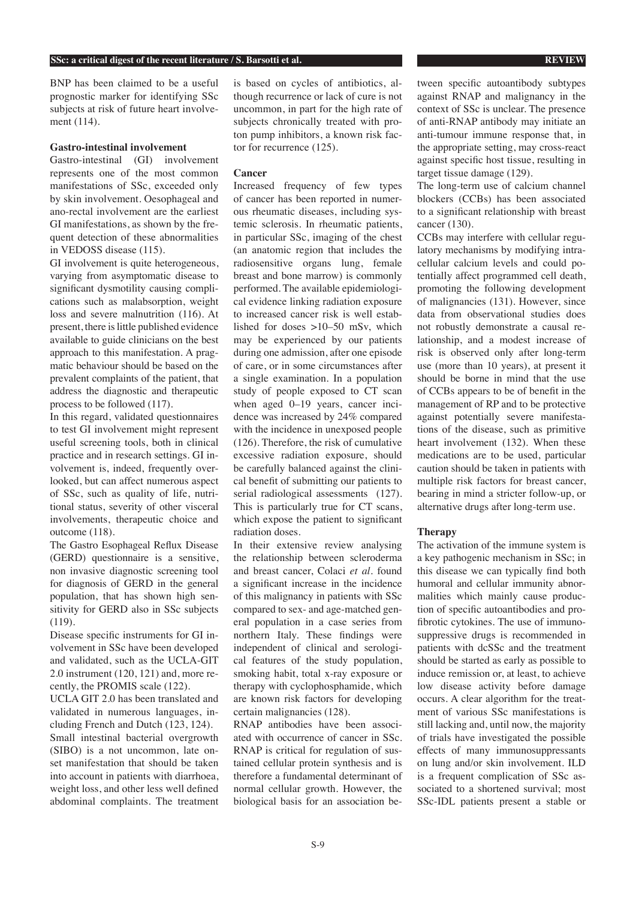BNP has been claimed to be a useful prognostic marker for identifying SSc subjects at risk of future heart involvement (114).

### Gastro-intestinal involvement

Gastro-intestinal (GI) involvement represents one of the most common manifestations of SSc, exceeded only by skin involvement. Oesophageal and ano-rectal involvement are the earliest GI manifestations, as shown by the frequent detection of these abnormalities in VEDOSS disease (115).

GI involvement is quite heterogeneous, varying from asymptomatic disease to significant dysmotility causing complications such as malabsorption, weight loss and severe malnutrition (116). At present, there is little published evidence available to guide clinicians on the best approach to this manifestation. A pragmatic behaviour should be based on the prevalent complaints of the patient, that address the diagnostic and therapeutic process to be followed (117).

In this regard, validated questionnaires to test GI involvement might represent useful screening tools, both in clinical practice and in research settings. GI involvement is, indeed, frequently overlooked, but can affect numerous aspect of SSc, such as quality of life, nutritional status, severity of other visceral involvements, therapeutic choice and outcome (118).

The Gastro Esophageal Reflux Disease (GERD) questionnaire is a sensitive, non invasive diagnostic screening tool for diagnosis of GERD in the general population, that has shown high sensitivity for GERD also in SSc subjects (119).

Disease specific instruments for GI involvement in SSc have been developed and validated, such as the UCLA-GIT 2.0 instrument (120, 121) and, more recently, the PROMIS scale (122).

UCLA GIT 2.0 has been translated and validated in numerous languages, including French and Dutch (123, 124).

Small intestinal bacterial overgrowth (SIBO) is a not uncommon, late onset manifestation that should be taken into account in patients with diarrhoea, weight loss, and other less well defined abdominal complaints. The treatment is based on cycles of antibiotics, although recurrence or lack of cure is not uncommon, in part for the high rate of subjects chronically treated with proton pump inhibitors, a known risk factor for recurrence (125).

### Cancer

Increased frequency of few types of cancer has been reported in numerous rheumatic diseases, including systemic sclerosis. In rheumatic patients, in particular SSc, imaging of the chest (an anatomic region that includes the radiosensitive organs lung, female breast and bone marrow) is commonly performed. The available epidemiological evidence linking radiation exposure to increased cancer risk is well established for doses >10–50 mSv, which may be experienced by our patients during one admission, after one episode of care, or in some circumstances after a single examination. In a population study of people exposed to CT scan when aged 0–19 years, cancer incidence was increased by 24% compared with the incidence in unexposed people (126). Therefore, the risk of cumulative excessive radiation exposure, should be carefully balanced against the clinical benefit of submitting our patients to serial radiological assessments (127). This is particularly true for CT scans, which expose the patient to significant radiation doses.

In their extensive review analysing the relationship between scleroderma and breast cancer, Colaci *et al.* found a significant increase in the incidence of this malignancy in patients with SSc compared to sex- and age-matched general population in a case series from northern Italy. These findings were independent of clinical and serological features of the study population, smoking habit, total x-ray exposure or therapy with cyclophosphamide, which are known risk factors for developing certain malignancies (128).

RNAP antibodies have been associated with occurrence of cancer in SSc. RNAP is critical for regulation of sustained cellular protein synthesis and is therefore a fundamental determinant of normal cellular growth. However, the biological basis for an association between specific autoantibody subtypes against RNAP and malignancy in the context of SSc is unclear. The presence of anti-RNAP antibody may initiate an anti-tumour immune response that, in the appropriate setting, may cross-react against specific host tissue, resulting in target tissue damage (129).

The long-term use of calcium channel blockers (CCBs) has been associated to a significant relationship with breast cancer (130).

CCBs may interfere with cellular regulatory mechanisms by modifying intracellular calcium levels and could potentially affect programmed cell death, promoting the following development of malignancies (131). However, since data from observational studies does not robustly demonstrate a causal relationship, and a modest increase of risk is observed only after long-term use (more than 10 years), at present it should be borne in mind that the use of CCBs appears to be of benefit in the management of RP and to be protective against potentially severe manifestations of the disease, such as primitive heart involvement (132). When these medications are to be used, particular caution should be taken in patients with multiple risk factors for breast cancer, bearing in mind a stricter follow-up, or alternative drugs after long-term use.

### Therapy

The activation of the immune system is a key pathogenic mechanism in SSc; in this disease we can typically find both humoral and cellular immunity abnormalities which mainly cause production of specific autoantibodies and profibrotic cytokines. The use of immunosuppressive drugs is recommended in patients with dcSSc and the treatment should be started as early as possible to induce remission or, at least, to achieve low disease activity before damage occurs. A clear algorithm for the treatment of various SSc manifestations is still lacking and, until now, the majority of trials have investigated the possible effects of many immunosuppressants on lung and/or skin involvement. ILD is a frequent complication of SSc associated to a shortened survival; most SSc-IDL patients present a stable or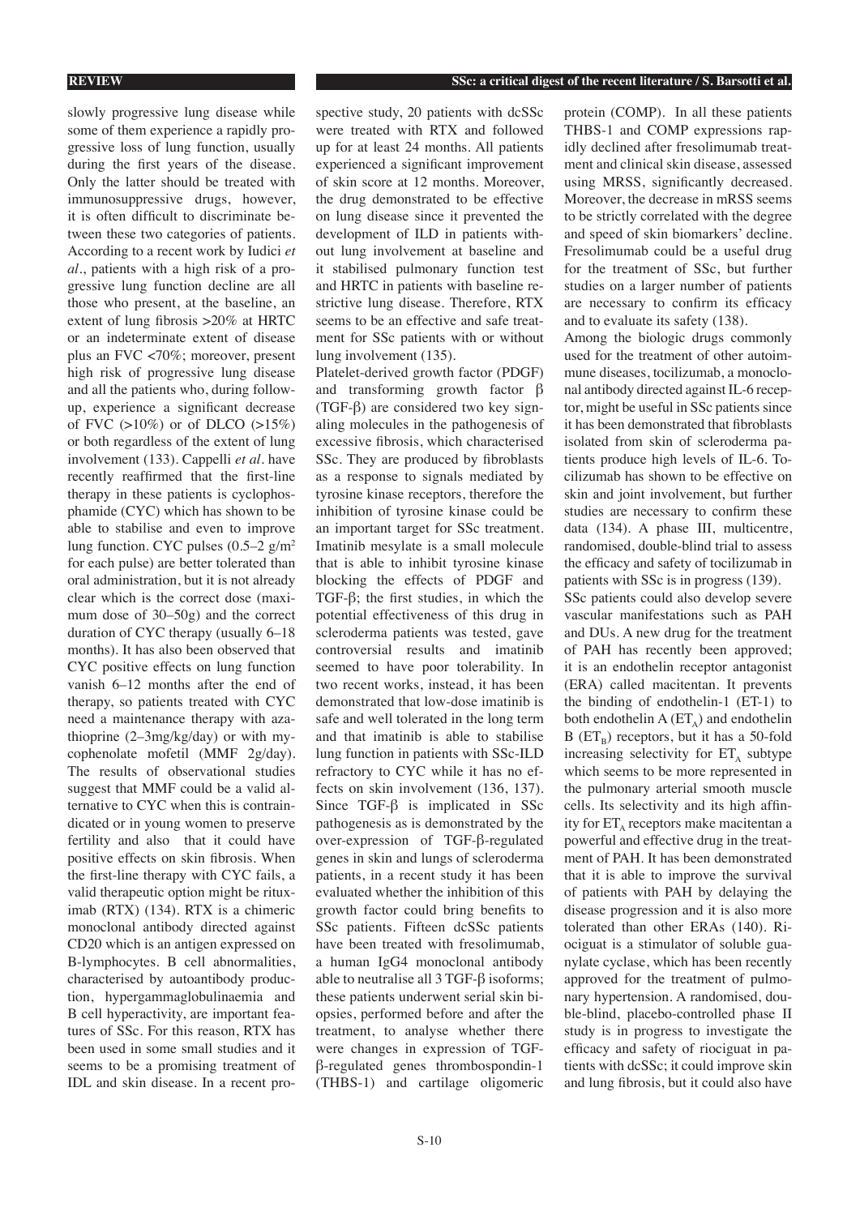slowly progressive lung disease while some of them experience a rapidly progressive loss of lung function, usually during the first years of the disease. Only the latter should be treated with immunosuppressive drugs, however, it is often difficult to discriminate between these two categories of patients. According to a recent work by Iudici *et al*., patients with a high risk of a progressive lung function decline are all those who present, at the baseline, an extent of lung fibrosis >20% at HRTC or an indeterminate extent of disease plus an FVC <70%; moreover, present high risk of progressive lung disease and all the patients who, during follow-up, experience a significant decrease of FVC (>10%) or of DLCO (>15%) or both regardless of the extent of lung involvement (133). Cappelli *et al*. have recently reaffirmed that the first-line therapy in these patients is cyclophosphamide (CYC) which has shown to be able to stabilise and even to improve lung function. CYC pulses (0.5–2 g/m$^2$ for each pulse) are better tolerated than oral administration, but it is not already clear which is the correct dose (maximum dose of 30–50g) and the correct duration of CYC therapy (usually 6–18 months). It has also been observed that CYC positive effects on lung function vanish 6–12 months after the end of therapy, so patients treated with CYC need a maintenance therapy with azathioprine (2–3mg/kg/day) or with mycophenolate mofetil (MMF 2g/day). The results of observational studies suggest that MMF could be a valid alternative to CYC when this is contraindicated or in young women to preserve fertility and also that it could have positive effects on skin fibrosis. When the first-line therapy with CYC fails, a valid therapeutic option might be rituximab (RTX) (134). RTX is a chimeric monoclonal antibody directed against CD20 which is an antigen expressed on B-lymphocytes. B cell abnormalities, characterised by autoantibody production, hypergammaglobulinaemia and B cell hyperactivity, are important features of SSc. For this reason, RTX has been used in some small studies and it seems to be a promising treatment of IDL and skin disease. In a recent prospective study, 20 patients with dcSSc were treated with RTX and followed up for at least 24 months. All patients experienced a significant improvement of skin score at 12 months. Moreover, the drug demonstrated to be effective on lung disease since it prevented the development of ILD in patients without lung involvement at baseline and it stabilised pulmonary function test and HRTC in patients with baseline restrictive lung disease. Therefore, RTX seems to be an effective and safe treatment for SSc patients with or without lung involvement (135).

Platelet-derived growth factor (PDGF) and transforming growth factor β (TGF-β) are considered two key signaling molecules in the pathogenesis of excessive fibrosis, which characterised SSc. They are produced by fibroblasts as a response to signals mediated by tyrosine kinase receptors, therefore the inhibition of tyrosine kinase could be an important target for SSc treatment. Imatinib mesylate is a small molecule that is able to inhibit tyrosine kinase blocking the effects of PDGF and TGF-β; the first studies, in which the potential effectiveness of this drug in scleroderma patients was tested, gave controversial results and imatinib seemed to have poor tolerability. In two recent works, instead, it has been demonstrated that low-dose imatinib is safe and well tolerated in the long term and that imatinib is able to stabilise lung function in patients with SSc-ILD refractory to CYC while it has no effects on skin involvement (136, 137). Since TGF-β is implicated in SSc pathogenesis as is demonstrated by the over-expression of TGF-β-regulated genes in skin and lungs of scleroderma patients, in a recent study it has been evaluated whether the inhibition of this growth factor could bring benefits to SSc patients. Fifteen dcSSc patients have been treated with fresolimumab, a human IgG4 monoclonal antibody able to neutralise all 3 TGF-β isoforms; these patients underwent serial skin biopsies, performed before and after the treatment, to analyse whether there were changes in expression of TGF-β-regulated genes thrombospondin-1 (THBS-1) and cartilage oligomeric protein (COMP). In all these patients THBS-1 and COMP expressions rapidly declined after fresolimumab treatment and clinical skin disease, assessed using MRSS, significantly decreased. Moreover, the decrease in mRSS seems to be strictly correlated with the degree and speed of skin biomarkers' decline. Fresolimumab could be a useful drug for the treatment of SSc, but further studies on a larger number of patients are necessary to confirm its efficacy and to evaluate its safety (138).

Among the biologic drugs commonly used for the treatment of other autoimmune diseases, tocilizumab, a monoclonal antibody directed against IL-6 receptor, might be useful in SSc patients since it has been demonstrated that fibroblasts isolated from skin of scleroderma patients produce high levels of IL-6. Tocilizumab has shown to be effective on skin and joint involvement, but further studies are necessary to confirm these data (134). A phase III, multicentre, randomised, double-blind trial to assess the efficacy and safety of tocilizumab in patients with SSc is in progress (139).

SSc patients could also develop severe vascular manifestations such as PAH and DUs. A new drug for the treatment of PAH has recently been approved; it is an endothelin receptor antagonist (ERA) called macitentan. It prevents the binding of endothelin-1 (ET-1) to both endothelin A ($ET_A$) and endothelin B ($ET_B$) receptors, but it has a 50-fold increasing selectivity for $ET_A$ subtype which seems to be more represented in the pulmonary arterial smooth muscle cells. Its selectivity and its high affinity for $ET_A$ receptors make macitentan a powerful and effective drug in the treatment of PAH. It has been demonstrated that it is able to improve the survival of patients with PAH by delaying the disease progression and it is also more tolerated than other ERAs (140). Riociguat is a stimulator of soluble guanylate cyclase, which has been recently approved for the treatment of pulmonary hypertension. A randomised, double-blind, placebo-controlled phase II study is in progress to investigate the efficacy and safety of riociguat in patients with dcSSc; it could improve skin and lung fibrosis, but it could also have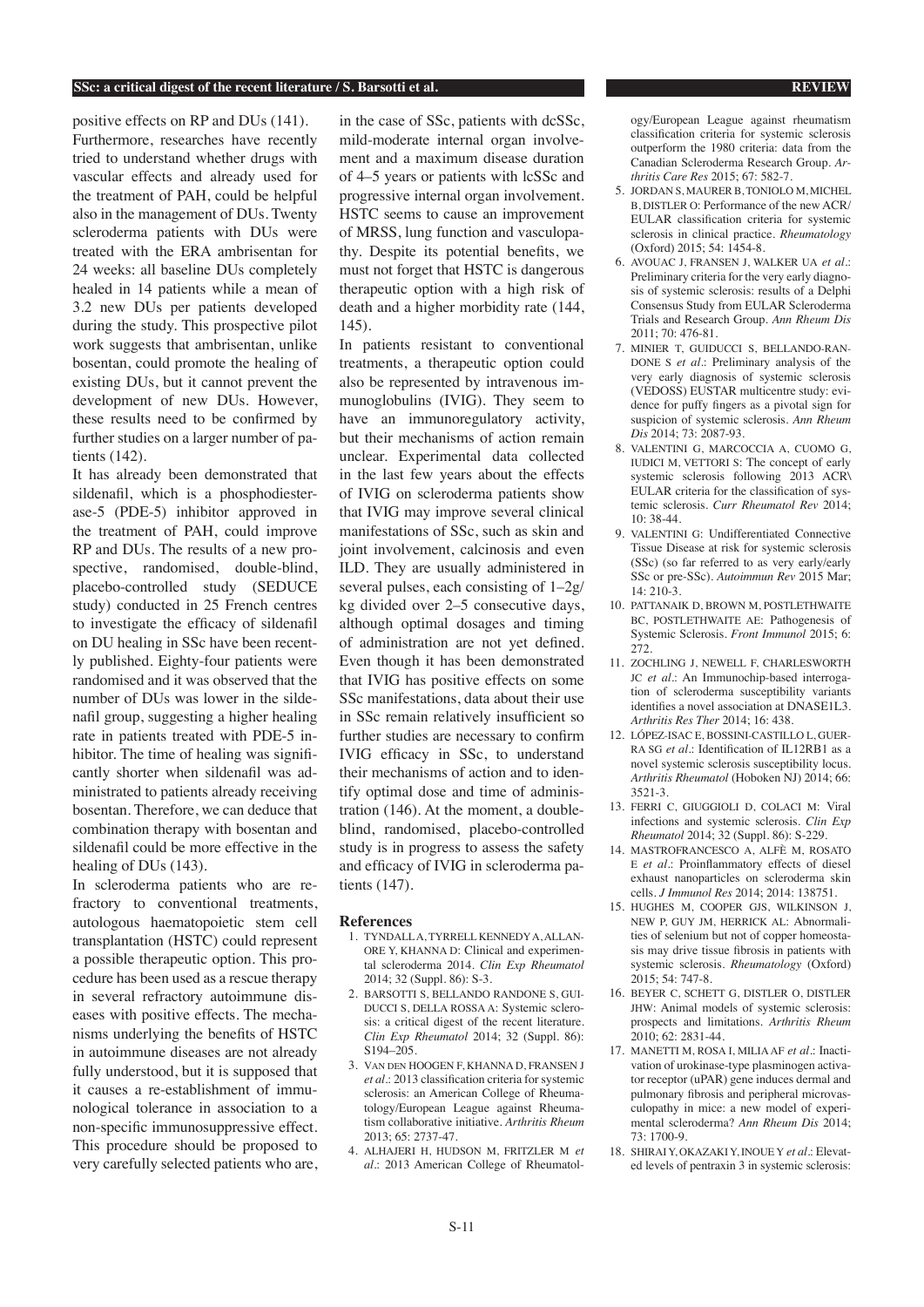positive effects on RP and DUs (141).

Furthermore, researches have recently tried to understand whether drugs with vascular effects and already used for the treatment of PAH, could be helpful also in the management of DUs. Twenty scleroderma patients with DUs were treated with the ERA ambrisentan for 24 weeks: all baseline DUs completely healed in 14 patients while a mean of 3.2 new DUs per patients developed during the study. This prospective pilot work suggests that ambrisentan, unlike bosentan, could promote the healing of existing DUs, but it cannot prevent the development of new DUs. However, these results need to be confirmed by further studies on a larger number of patients (142).

It has already been demonstrated that sildenafil, which is a phosphodiesterase-5 (PDE-5) inhibitor approved in the treatment of PAH, could improve RP and DUs. The results of a new prospective, randomised, double-blind, placebo-controlled study (SEDUCE study) conducted in 25 French centres to investigate the efficacy of sildenafil on DU healing in SSc have been recently published. Eighty-four patients were randomised and it was observed that the number of DUs was lower in the sildenafil group, suggesting a higher healing rate in patients treated with PDE-5 inhibitor. The time of healing was significantly shorter when sildenafil was administrated to patients already receiving bosentan. Therefore, we can deduce that combination therapy with bosentan and sildenafil could be more effective in the healing of DUs (143).

In scleroderma patients who are refractory to conventional treatments, autologous haematopoietic stem cell transplantation (HSTC) could represent a possible therapeutic option. This procedure has been used as a rescue therapy in several refractory autoimmune diseases with positive effects. The mechanisms underlying the benefits of HSTC in autoimmune diseases are not already fully understood, but it is supposed that it causes a re-establishment of immunological tolerance in association to a non-specific immunosuppressive effect. This procedure should be proposed to very carefully selected patients who are, in the case of SSc, patients with dcSSc, mild-moderate internal organ involvement and a maximum disease duration of 4–5 years or patients with lcSSc and progressive internal organ involvement. HSTC seems to cause an improvement of MRSS, lung function and vasculopathy. Despite its potential benefits, we must not forget that HSTC is dangerous therapeutic option with a high risk of death and a higher morbidity rate (144, 145).

In patients resistant to conventional treatments, a therapeutic option could also be represented by intravenous immunoglobulins (IVIG). They seem to have an immunoregulatory activity, but their mechanisms of action remain unclear. Experimental data collected in the last few years about the effects of IVIG on scleroderma patients show that IVIG may improve several clinical manifestations of SSc, such as skin and joint involvement, calcinosis and even ILD. They are usually administered in several pulses, each consisting of 1–2g/kg divided over 2–5 consecutive days, although optimal dosages and timing of administration are not yet defined. Even though it has been demonstrated that IVIG has positive effects on some SSc manifestations, data about their use in SSc remain relatively insufficient so further studies are necessary to confirm IVIG efficacy in SSc, to understand their mechanisms of action and to identify optimal dose and time of administration (146). At the moment, a double-blind, randomised, placebo-controlled study is in progress to assess the safety and efficacy of IVIG in scleroderma patients (147).

## References

1. TYNDALL A, TYRRELL KENNEDY A, ALLANORE Y, KHANNA D: Clinical and experimental scleroderma 2014. *Clin Exp Rheumatol* 2014; 32 (Suppl. 86): S-3.
2. BARSOTTI S, BELLANDO RANDONE S, GUIDUCCI S, DELLA ROSSA A: Systemic sclerosis: a critical digest of the recent literature. *Clin Exp Rheumatol* 2014; 32 (Suppl. 86): S194–205.
3. VAN DEN HOOGEN F, KHANNA D, FRANSEN J *et al.*: 2013 classification criteria for systemic sclerosis: an American College of Rheumatology/European League against Rheumatism collaborative initiative. *Arthritis Rheum* 2013; 65: 2737-47.
4. ALHAJERI H, HUDSON M, FRITZLER M *et al.*: 2013 American College of Rheumatology/European League against rheumatism classification criteria for systemic sclerosis outperform the 1980 criteria: data from the Canadian Scleroderma Research Group. *Arthritis Care Res* 2015; 67: 582-7.
5. JORDAN S, MAURER B, TONIOLO M, MICHEL B, DISTLER O: Performance of the new ACR/EULAR classification criteria for systemic sclerosis in clinical practice. *Rheumatology* (Oxford) 2015; 54: 1454-8.
6. AVOUAC J, FRANSEN J, WALKER UA *et al.*: Preliminary criteria for the very early diagnosis of systemic sclerosis: results of a Delphi Consensus Study from EULAR Scleroderma Trials and Research Group. *Ann Rheum Dis* 2011; 70: 476-81.
7. MINIER T, GUIDUCCI S, BELLANDO-RANDONE S *et al.*: Preliminary analysis of the very early diagnosis of systemic sclerosis (VEDOSS) EUSTAR multicentre study: evidence for puffy fingers as a pivotal sign for suspicion of systemic sclerosis. *Ann Rheum Dis* 2014; 73: 2087-93.
8. VALENTINI G, MARCOCCIA A, CUOMO G, IUDICI M, VETTORI S: The concept of early systemic sclerosis following 2013 ACR\EULAR criteria for the classification of systemic sclerosis. *Curr Rheumatol Rev* 2014; 10: 38-44.
9. VALENTINI G: Undifferentiated Connective Tissue Disease at risk for systemic sclerosis (SSc) (so far referred to as very early/early SSc or pre-SSc). *Autoimmun Rev* 2015 Mar; 14: 210-3.
10. PATTANAIK D, BROWN M, POSTLETHWAITE BC, POSTLETHWAITE AE: Pathogenesis of Systemic Sclerosis. *Front Immunol* 2015; 6: 272.
11. ZOCHLING J, NEWELL F, CHARLESWORTH JC *et al.*: An Immunochip-based interrogation of scleroderma susceptibility variants identifies a novel association at DNASE1L3. *Arthritis Res Ther* 2014; 16: 438.
12. LÓPEZ-ISAC E, BOSSINI-CASTILLO L, GUERRA SG *et al.*: Identification of IL12RB1 as a novel systemic sclerosis susceptibility locus. *Arthritis Rheumatol* (Hoboken NJ) 2014; 66: 3521-3.
13. FERRI C, GIUGGIOLI D, COLACI M: Viral infections and systemic sclerosis. *Clin Exp Rheumatol* 2014; 32 (Suppl. 86): S-229.
14. MASTROFRANCESCO A, ALFÈ M, ROSATO E *et al.*: Proinflammatory effects of diesel exhaust nanoparticles on scleroderma skin cells. *J Immunol Res* 2014; 2014: 138751.
15. HUGHES M, COOPER GJS, WILKINSON J, NEW P, GUY JM, HERRICK AL: Abnormalities of selenium but not of copper homeostasis may drive tissue fibrosis in patients with systemic sclerosis. *Rheumatology* (Oxford) 2015; 54: 747-8.
16. BEYER C, SCHETT G, DISTLER O, DISTLER JHW: Animal models of systemic sclerosis: prospects and limitations. *Arthritis Rheum* 2010; 62: 2831-44.
17. MANETTI M, ROSA I, MILIA AF *et al.*: Inactivation of urokinase-type plasminogen activator receptor (uPAR) gene induces dermal and pulmonary fibrosis and peripheral microvasculopathy in mice: a new model of experimental scleroderma? *Ann Rheum Dis* 2014; 73: 1700-9.
18. SHIRAI Y, OKAZAKI Y, INOUE Y *et al.*: Elevated levels of pentraxin 3 in systemic sclerosis: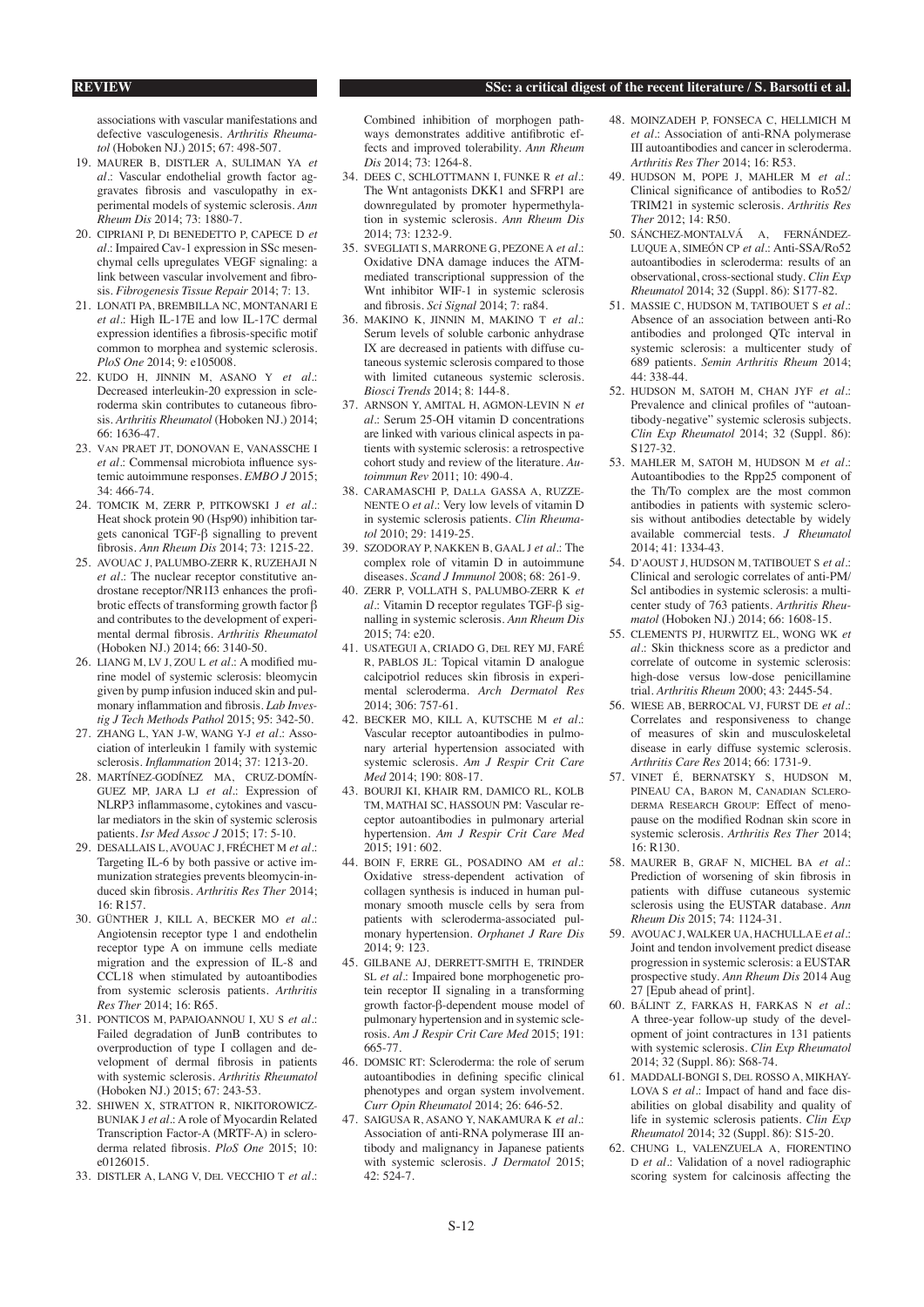associations with vascular manifestations and defective vasculogenesis. *Arthritis Rheumatol* (Hoboken NJ.) 2015; 67: 498-507.

19. MAURER B, DISTLER A, SULIMAN YA *et al*.: Vascular endothelial growth factor aggravates fibrosis and vasculopathy in experimental models of systemic sclerosis. *Ann Rheum Dis* 2014; 73: 1880-7.
20. CIPRIANI P, DI BENEDETTO P, CAPECE D *et al*.: Impaired Cav-1 expression in SSc mesenchymal cells upregulates VEGF signaling: a link between vascular involvement and fibrosis. *Fibrogenesis Tissue Repair* 2014; 7: 13.
21. LONATI PA, BREMBILLA NC, MONTANARI E *et al*.: High IL-17E and low IL-17C dermal expression identifies a fibrosis-specific motif common to morphea and systemic sclerosis. *PloS One* 2014; 9: e105008.
22. KUDO H, JINNIN M, ASANO Y *et al*.: Decreased interleukin-20 expression in scleroderma skin contributes to cutaneous fibrosis. *Arthritis Rheumatol* (Hoboken NJ.) 2014; 66: 1636-47.
23. VAN PRAET JT, DONOVAN E, VANASSCHE I *et al*.: Commensal microbiota influence systemic autoimmune responses. *EMBO J* 2015; 34: 466-74.
24. TOMCIK M, ZERR P, PITKOWSKI J *et al*.: Heat shock protein 90 (Hsp90) inhibition targets canonical TGF-β signalling to prevent fibrosis. *Ann Rheum Dis* 2014; 73: 1215-22.
25. AVOUAC J, PALUMBO-ZERR K, RUZEHAJI N *et al*.: The nuclear receptor constitutive androstane receptor/NR1I3 enhances the profibrotic effects of transforming growth factor β and contributes to the development of experimental dermal fibrosis. *Arthritis Rheumatol* (Hoboken NJ.) 2014; 66: 3140-50.
26. LIANG M, LV J, ZOU L *et al*.: A modified murine model of systemic sclerosis: bleomycin given by pump infusion induced skin and pulmonary inflammation and fibrosis. *Lab Investig J Tech Methods Pathol* 2015; 95: 342-50.
27. ZHANG L, YAN J-W, WANG Y-J *et al*.: Association of interleukin 1 family with systemic sclerosis. *Inflammation* 2014; 37: 1213-20.
28. MARTÍNEZ-GODÍNEZ MA, CRUZ-DOMÍNGUEZ MP, JARA LJ *et al*.: Expression of NLRP3 inflammasome, cytokines and vascular mediators in the skin of systemic sclerosis patients. *Isr Med Assoc J* 2015; 17: 5-10.
29. DESALLAIS L, AVOUAC J, FRÉCHET M *et al*.: Targeting IL-6 by both passive or active immunization strategies prevents bleomycin-induced skin fibrosis. *Arthritis Res Ther* 2014; 16: R157.
30. GÜNTHER J, KILL A, BECKER MO *et al*.: Angiotensin receptor type 1 and endothelin receptor type A on immune cells mediate migration and the expression of IL-8 and CCL18 when stimulated by autoantibodies from systemic sclerosis patients. *Arthritis Res Ther* 2014; 16: R65.
31. PONTICOS M, PAPAIOANNOU I, XU S *et al*.: Failed degradation of JunB contributes to overproduction of type I collagen and development of dermal fibrosis in patients with systemic sclerosis. *Arthritis Rheumatol* (Hoboken NJ.) 2015; 67: 243-53.
32. SHIWEN X, STRATTON R, NIKITOROWICZ-BUNIAK J *et al*.: A role of Myocardin Related Transcription Factor-A (MRTF-A) in scleroderma related fibrosis. *PloS One* 2015; 10: e0126015.
33. DISTLER A, LANG V, DEL VECCHIO T *et al*.: Combined inhibition of morphogen pathways demonstrates additive antifibrotic effects and improved tolerability. *Ann Rheum Dis* 2014; 73: 1264-8.
34. DEES C, SCHLOTTMANN I, FUNKE R *et al*.: The Wnt antagonists DKK1 and SFRP1 are downregulated by promoter hypermethylation in systemic sclerosis. *Ann Rheum Dis* 2014; 73: 1232-9.
35. SVEGLIATI S, MARRONE G, PEZONE A *et al*.: Oxidative DNA damage induces the ATM-mediated transcriptional suppression of the Wnt inhibitor WIF-1 in systemic sclerosis and fibrosis. *Sci Signal* 2014; 7: ra84.
36. MAKINO K, JINNIN M, MAKINO T *et al*.: Serum levels of soluble carbonic anhydrase IX are decreased in patients with diffuse cutaneous systemic sclerosis compared to those with limited cutaneous systemic sclerosis. *Biosci Trends* 2014; 8: 144-8.
37. ARNSON Y, AMITAL H, AGMON-LEVIN N *et al*.: Serum 25-OH vitamin D concentrations are linked with various clinical aspects in patients with systemic sclerosis: a retrospective cohort study and review of the literature. *Autoimmun Rev* 2011; 10: 490-4.
38. CARAMASCHI P, DALLA GASSA A, RUZZENENTE O *et al*.: Very low levels of vitamin D in systemic sclerosis patients. *Clin Rheumatol* 2010; 29: 1419-25.
39. SZODORAY P, NAKKEN B, GAAL J *et al*.: The complex role of vitamin D in autoimmune diseases. *Scand J Immunol* 2008; 68: 261-9.
40. ZERR P, VOLLATH S, PALUMBO-ZERR K *et al*.: Vitamin D receptor regulates TGF-β signalling in systemic sclerosis. *Ann Rheum Dis* 2015; 74: e20.
41. USATEGUI A, CRIADO G, DEL REY MJ, FARÉ R, PABLOS JL: Topical vitamin D analogue calcipotriol reduces skin fibrosis in experimental scleroderma. *Arch Dermatol Res* 2014; 306: 757-61.
42. BECKER MO, KILL A, KUTSCHE M *et al*.: Vascular receptor autoantibodies in pulmonary arterial hypertension associated with systemic sclerosis. *Am J Respir Crit Care Med* 2014; 190: 808-17.
43. BOURJI KI, KHAIR RM, DAMICO RL, KOLB TM, MATHAI SC, HASSOUN PM: Vascular receptor autoantibodies in pulmonary arterial hypertension. *Am J Respir Crit Care Med* 2015; 191: 602.
44. BOIN F, ERRE GL, POSADINO AM *et al*.: Oxidative stress-dependent activation of collagen synthesis is induced in human pulmonary smooth muscle cells by sera from patients with scleroderma-associated pulmonary hypertension. *Orphanet J Rare Dis* 2014; 9: 123.
45. GILBANE AJ, DERRETT-SMITH E, TRINDER SL *et al*.: Impaired bone morphogenetic protein receptor II signaling in a transforming growth factor-β-dependent mouse model of pulmonary hypertension and in systemic sclerosis. *Am J Respir Crit Care Med* 2015; 191: 665-77.
46. DOMSIC RT: Scleroderma: the role of serum autoantibodies in defining specific clinical phenotypes and organ system involvement. *Curr Opin Rheumatol* 2014; 26: 646-52.
47. SAIGUSA R, ASANO Y, NAKAMURA K *et al*.: Association of anti-RNA polymerase III antibody and malignancy in Japanese patients with systemic sclerosis. *J Dermatol* 2015; 42: 524-7.
48. MOINZADEH P, FONSECA C, HELLMICH M *et al*.: Association of anti-RNA polymerase III autoantibodies and cancer in scleroderma. *Arthritis Res Ther* 2014; 16: R53.
49. HUDSON M, POPE J, MAHLER M *et al*.: Clinical significance of antibodies to Ro52/TRIM21 in systemic sclerosis. *Arthritis Res Ther* 2012; 14: R50.
50. SÁNCHEZ-MONTALVÁ A, FERNÁNDEZ-LUQUE A, SIMEÓN CP *et al*.: Anti-SSA/Ro52 autoantibodies in scleroderma: results of an observational, cross-sectional study. *Clin Exp Rheumatol* 2014; 32 (Suppl. 86): S177-82.
51. MASSIE C, HUDSON M, TATIBOUET S *et al*.: Absence of an association between anti-Ro antibodies and prolonged QTc interval in systemic sclerosis: a multicenter study of 689 patients. *Semin Arthritis Rheum* 2014; 44: 338-44.
52. HUDSON M, SATOH M, CHAN JYF *et al*.: Prevalence and clinical profiles of "autoantibody-negative" systemic sclerosis subjects. *Clin Exp Rheumatol* 2014; 32 (Suppl. 86): S127-32.
53. MAHLER M, SATOH M, HUDSON M *et al*.: Autoantibodies to the Rpp25 component of the Th/To complex are the most common antibodies in patients with systemic sclerosis without antibodies detectable by widely available commercial tests. *J Rheumatol* 2014; 41: 1334-43.
54. D'AOUST J, HUDSON M, TATIBOUET S *et al*.: Clinical and serologic correlates of anti-PM/Scl antibodies in systemic sclerosis: a multicenter study of 763 patients. *Arthritis Rheumatol* (Hoboken NJ.) 2014; 66: 1608-15.
55. CLEMENTS PJ, HURWITZ EL, WONG WK *et al*.: Skin thickness score as a predictor and correlate of outcome in systemic sclerosis: high-dose versus low-dose penicillamine trial. *Arthritis Rheum* 2000; 43: 2445-54.
56. WIESE AB, BERROCAL VJ, FURST DE *et al*.: Correlates and responsiveness to change of measures of skin and musculoskeletal disease in early diffuse systemic sclerosis. *Arthritis Care Res* 2014; 66: 1731-9.
57. VINET É, BERNATSKY S, HUDSON M, PINEAU CA, BARON M, CANADIAN SCLERODERMA RESEARCH GROUP: Effect of menopause on the modified Rodnan skin score in systemic sclerosis. *Arthritis Res Ther* 2014; 16: R130.
58. MAURER B, GRAF N, MICHEL BA *et al*.: Prediction of worsening of skin fibrosis in patients with diffuse cutaneous systemic sclerosis using the EUSTAR database. *Ann Rheum Dis* 2015; 74: 1124-31.
59. AVOUAC J, WALKER UA, HACHULLA E *et al*.: Joint and tendon involvement predict disease progression in systemic sclerosis: a EUSTAR prospective study. *Ann Rheum Dis* 2014 Aug 27 [Epub ahead of print].
60. BÁLINT Z, FARKAS H, FARKAS N *et al*.: A three-year follow-up study of the development of joint contractures in 131 patients with systemic sclerosis. *Clin Exp Rheumatol* 2014; 32 (Suppl. 86): S68-74.
61. MADDALI-BONGI S, DEL ROSSO A, MIKHAYLOVA S *et al*.: Impact of hand and face disabilities on global disability and quality of life in systemic sclerosis patients. *Clin Exp Rheumatol* 2014; 32 (Suppl. 86): S15-20.
62. CHUNG L, VALENZUELA A, FIORENTINO D *et al*.: Validation of a novel radiographic scoring system for calcinosis affecting the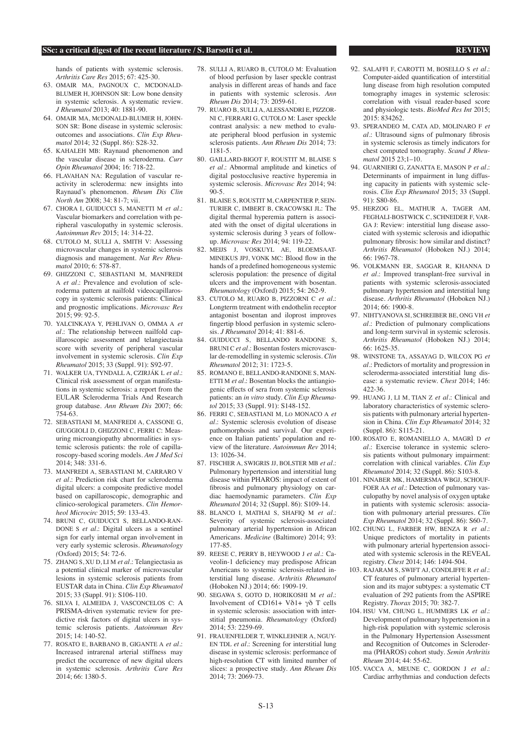hands of patients with systemic sclerosis. *Arthritis Care Res* 2015; 67: 425-30.

63. OMAIR MA, PAGNOUX C, MCDONALD-BLUMER H, JOHNSON SR: Low bone density in systemic sclerosis. A systematic review. *J Rheumatol* 2013; 40: 1881-90.
64. OMAIR MA, MCDONALD-BLUMER H, JOHNSON SR: Bone disease in systemic sclerosis: outcomes and associations. *Clin Exp Rheumatol* 2014; 32 (Suppl. 86): S28-32.
65. KAHALEH MB: Raynaud phenomenon and the vascular disease in scleroderma. *Curr Opin Rheumatol* 2004; 16: 718-22.
66. FLAVAHAN NA: Regulation of vascular reactivity in scleroderma: new insights into Raynaud's phenomenon. *Rheum Dis Clin North Am* 2008; 34: 81-7; vii.
67. CHORA I, GUIDUCCI S, MANETTI M *et al.*: Vascular biomarkers and correlation with peripheral vasculopathy in systemic sclerosis. *Autoimmun Rev* 2015; 14: 314-22.
68. CUTOLO M, SULLI A, SMITH V: Assessing microvascular changes in systemic sclerosis diagnosis and management. *Nat Rev Rheumatol* 2010; 6: 578-87.
69. GHIZZONI C, SEBASTIANI M, MANFREDI A *et al.*: Prevalence and evolution of scleroderma pattern at nailfold videocapillaroscopy in systemic sclerosis patients: Clinical and prognostic implications. *Microvasc Res* 2015; 99: 92-5.
70. YALCINKAYA Y, PEHLIVAN O, OMMA A *et al.*: The relationship between nailfold capillaroscopic assessment and telangiectasia score with severity of peripheral vascular involvement in systemic sclerosis. *Clin Exp Rheumatol* 2015; 33 (Suppl. 91): S92-97.
71. WALKER UA, TYNDALL A, CZIRJÁK L *et al.*: Clinical risk assessment of organ manifestations in systemic sclerosis: a report from the EULAR Scleroderma Trials And Research group database. *Ann Rheum Dis* 2007; 66: 754-63.
72. SEBASTIANI M, MANFREDI A, CASSONE G, GIUGGIOLI D, GHIZZONI C, FERRI C: Measuring microangiopathy abnormalities in systemic sclerosis patients: the role of capillaroscopy-based scoring models. *Am J Med Sci* 2014; 348: 331-6.
73. MANFREDI A, SEBASTIANI M, CARRARO V *et al.*: Prediction risk chart for scleroderma digital ulcers: a composite predictive model based on capillaroscopic, demographic and clinico-serological parameters. *Clin Hemorheol Microcirc* 2015; 59: 133-43.
74. BRUNI C, GUIDUCCI S, BELLANDO-RANDONE S *et al.*: Digital ulcers as a sentinel sign for early internal organ involvement in very early systemic sclerosis. *Rheumatology (Oxford)* 2015; 54: 72-6.
75. ZHANG S, XU D, LI M *et al.*: Telangiectasia as a potential clinical marker of microvascular lesions in systemic sclerosis patients from EUSTAR data in China. *Clin Exp Rheumatol* 2015; 33 (Suppl. 91): S106-110.
76. SILVA I, ALMEIDA J, VASCONCELOS C: A PRISMA-driven systematic review for predictive risk factors of digital ulcers in systemic sclerosis patients. *Autoimmun Rev* 2015; 14: 140-52.
77. ROSATO E, BARBANO B, GIGANTE A *et al.*: Increased intrarenal arterial stiffness may predict the occurrence of new digital ulcers in systemic sclerosis. *Arthritis Care Res* 2014; 66: 1380-5.
78. SULLI A, RUARO B, CUTOLO M: Evaluation of blood perfusion by laser speckle contrast analysis in different areas of hands and face in patients with systemic sclerosis. *Ann Rheum Dis* 2014; 73: 2059-61.
79. RUARO B, SULLI A, ALESSANDRI E, PIZZORNI C, FERRARI G, CUTOLO M: Laser speckle contrast analysis: a new method to evaluate peripheral blood perfusion in systemic sclerosis patients. *Ann Rheum Dis* 2014; 73: 1181-5.
80. GAILLARD-BIGOT F, ROUSTIT M, BLAISE S *et al.*: Abnormal amplitude and kinetics of digital postocclusive reactive hyperemia in systemic sclerosis. *Microvasc Res* 2014; 94: 90-5.
81. BLAISE S, ROUSTIT M, CARPENTIER P, SEINTURIER C, IMBERT B, CRACOWSKI JL: The digital thermal hyperemia pattern is associated with the onset of digital ulcerations in systemic sclerosis during 3 years of follow-up. *Microvasc Res* 2014; 94: 119-22.
82. MEIJS J, VOSKUYL AE, BLOEMSAAT-MINEKUS JPJ, VONK MC: Blood flow in the hands of a predefined homogeneous systemic sclerosis population: the presence of digital ulcers and the improvement with bosentan. *Rheumatology* (Oxford) 2015; 54: 262-9.
83. CUTOLO M, RUARO B, PIZZORNI C *et al.*: Longterm treatment with endothelin receptor antagonist bosentan and iloprost improves fingertip blood perfusion in systemic sclerosis. *J Rheumatol* 2014; 41: 881-6.
84. GUIDUCCI S, BELLANDO RANDONE S, BRUNI C *et al.*: Bosentan fosters microvascular de-remodelling in systemic sclerosis. *Clin Rheumatol* 2012; 31: 1723-5.
85. ROMANO E, BELLANDO-RANDONE S, MANETTI M *et al.*: Bosentan blocks the antiangiogenic effects of sera from systemic sclerosis patients: an *in vitro* study. *Clin Exp Rheumatol* 2015; 33 (Suppl. 91): S148-152.
86. FERRI C, SEBASTIANI M, LO MONACO A *et al.*: Systemic sclerosis evolution of disease pathomorphosis and survival. Our experience on Italian patients' population and review of the literature. *Autoimmun Rev* 2014; 13: 1026-34.
87. FISCHER A, SWIGRIS JJ, BOLSTER MB *et al.*: Pulmonary hypertension and interstitial lung disease within PHAROS: impact of extent of fibrosis and pulmonary physiology on cardiac haemodynamic parameters. *Clin Exp Rheumatol* 2014; 32 (Suppl. 86): S109-14.
88. BLANCO I, MATHAI S, SHAFIQ M *et al.*: Severity of systemic sclerosis-associated pulmonary arterial hypertension in African Americans. *Medicine* (Baltimore) 2014; 93: 177-85.
89. REESE C, PERRY B, HEYWOOD J *et al.*: Caveolin-1 deficiency may predispose African Americans to systemic sclerosis-related interstitial lung disease. *Arthritis Rheumatol* (Hoboken NJ.) 2014; 66: 1909-19.
90. SEGAWA S, GOTO D, HORIKOSHI M *et al.*: Involvement of CD161+ Vδ1+ γδ T cells in systemic sclerosis: association with interstitial pneumonia. *Rheumatology* (Oxford) 2014; 53: 2259-69.
91. FRAUENFELDER T, WINKLEHNER A, NGUYEN TDL *et al.*: Screening for interstitial lung disease in systemic sclerosis: performance of high-resolution CT with limited number of slices: a prospective study. *Ann Rheum Dis* 2014; 73: 2069-73.
92. SALAFFI F, CAROTTI M, BOSELLO S *et al.*: Computer-aided quantification of interstitial lung disease from high resolution computed tomography images in systemic sclerosis: correlation with visual reader-based score and physiologic tests. *BioMed Res Int* 2015; 2015: 834262.
93. SPERANDEO M, CATA AD, MOLINARO F *et al.*: Ultrasound signs of pulmonary fibrosis in systemic sclerosis as timely indicators for chest computed tomography. *Scand J Rheumatol* 2015 23;1–10.
94. GUARNIERI G, ZANATTA E, MASON P *et al.*: Determinants of impairment in lung diffusing capacity in patients with systemic sclerosis. *Clin Exp Rheumatol* 2015; 33 (Suppl. 91): S80-86.
95. HERZOG EL, MATHUR A, TAGER AM, FEGHALI-BOSTWICK C, SCHNEIDER F, VARGA J: Review: interstitial lung disease associated with systemic sclerosis and idiopathic pulmonary fibrosis: how similar and distinct? *Arthritis Rheumatol* (Hoboken NJ.) 2014; 66: 1967-78.
96. VOLKMANN ER, SAGGAR R, KHANNA D *et al.*: Improved transplant-free survival in patients with systemic sclerosis-associated pulmonary hypertension and interstitial lung disease. *Arthritis Rheumatol* (Hoboken NJ.) 2014; 66: 1900-8.
97. NIHTYANOVA SI, SCHREIBER BE, ONG VH *et al.*: Prediction of pulmonary complications and long-term survival in systemic sclerosis. *Arthritis Rheumatol* (Hoboken NJ.) 2014; 66: 1625-35.
98. WINSTONE TA, ASSAYAG D, WILCOX PG *et al.*: Predictors of mortality and progression in scleroderma-associated interstitial lung disease: a systematic review. *Chest* 2014; 146: 422-36.
99. HUANG J, LI M, TIAN Z *et al.*: Clinical and laboratory characteristics of systemic sclerosis patients with pulmonary arterial hypertension in China. *Clin Exp Rheumatol* 2014; 32 (Suppl. 86): S115-21.
100. ROSATO E, ROMANIELLO A, MAGRÌ D *et al.*: Exercise tolerance in systemic sclerosis patients without pulmonary impairment: correlation with clinical variables. *Clin Exp Rheumatol* 2014; 32 (Suppl. 86): S103-8.
101. NINABER MK, HAMERSMA WBGJ, SCHOUFFOER AA *et al.*: Detection of pulmonary vasculopathy by novel analysis of oxygen uptake in patients with systemic sclerosis: association with pulmonary arterial pressures. *Clin Exp Rheumatol* 2014; 32 (Suppl. 86): S60-7.
102. CHUNG L, FARBER HW, BENZA R *et al.*: Unique predictors of mortality in patients with pulmonary arterial hypertension associated with systemic sclerosis in the REVEAL registry. *Chest* 2014; 146: 1494-504.
103. RAJARAM S, SWIFT AJ, CONDLIFFE R *et al.*: CT features of pulmonary arterial hypertension and its major subtypes: a systematic CT evaluation of 292 patients from the ASPIRE Registry. *Thorax* 2015; 70: 382-7.
104. HSU VM, CHUNG L, HUMMERS LK *et al.*: Development of pulmonary hypertension in a high-risk population with systemic sclerosis in the Pulmonary Hypertension Assessment and Recognition of Outcomes in Scleroderma (PHAROS) cohort study. *Semin Arthritis Rheum* 2014; 44: 55-62.
105. VACCA A, MEUNE C, GORDON J *et al.*: Cardiac arrhythmias and conduction defects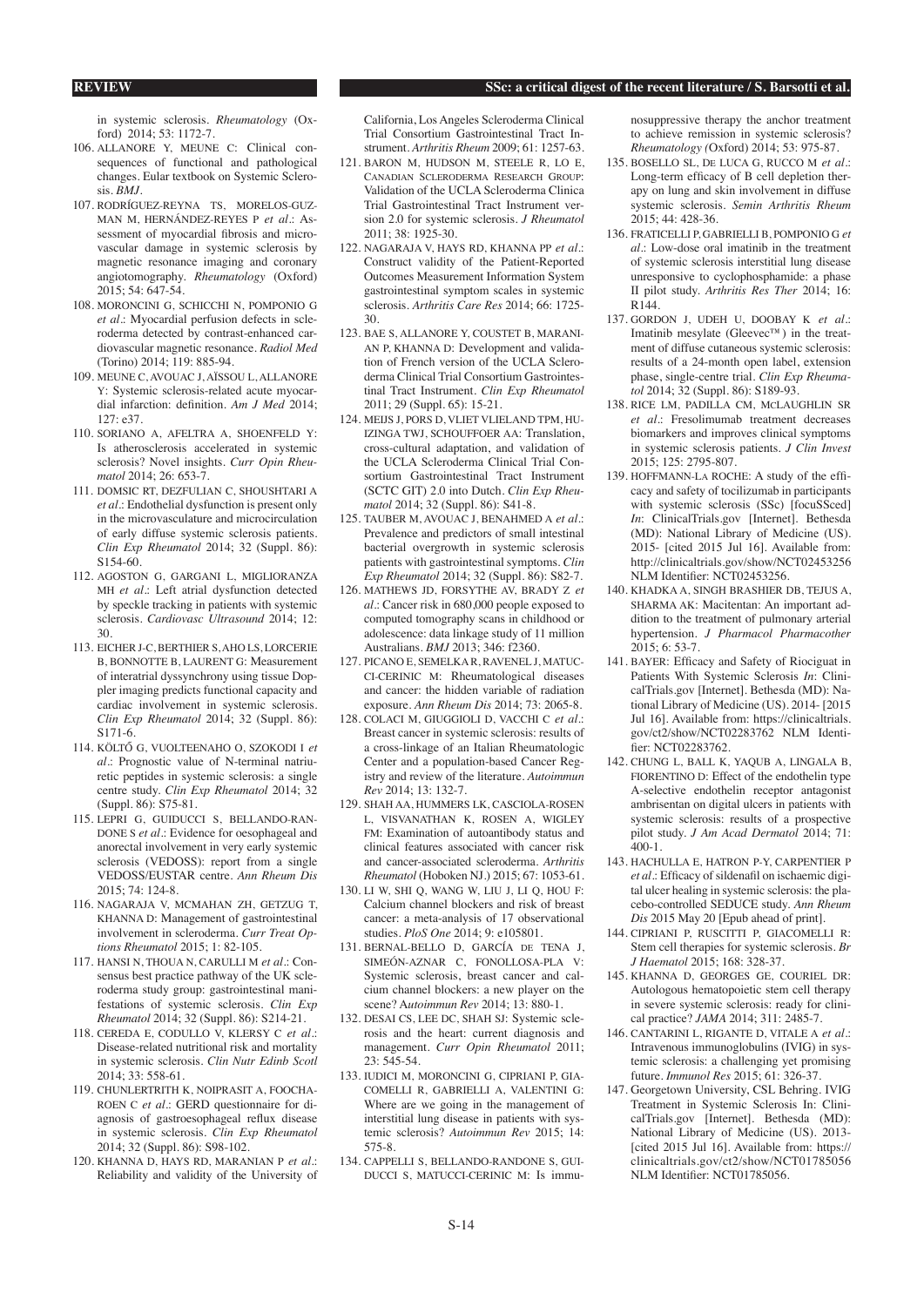in systemic sclerosis. *Rheumatology* (Oxford) 2014; 53: 1172-7.

106. ALLANORE Y, MEUNE C: Clinical consequences of functional and pathological changes. Eular textbook on Systemic Sclerosis. *BMJ*.
107. RODRÍGUEZ-REYNA TS, MORELOS-GUZMAN M, HERNÁNDEZ-REYES P *et al.*: Assessment of myocardial fibrosis and microvascular damage in systemic sclerosis by magnetic resonance imaging and coronary angiotomography. *Rheumatology* (Oxford) 2015; 54: 647-54.
108. MORONCINI G, SCHICCHI N, POMPONIO G *et al.*: Myocardial perfusion defects in scleroderma detected by contrast-enhanced cardiovascular magnetic resonance. *Radiol Med* (Torino) 2014; 119: 885-94.
109. MEUNE C, AVOUAC J, AÏSSOU L, ALLANORE Y: Systemic sclerosis-related acute myocardial infarction: definition. *Am J Med* 2014; 127: e37.
110. SORIANO A, AFELTRA A, SHOENFELD Y: Is atherosclerosis accelerated in systemic sclerosis? Novel insights. *Curr Opin Rheumatol* 2014; 26: 653-7.
111. DOMSIC RT, DEZFULIAN C, SHOUSHTARI A *et al.*: Endothelial dysfunction is present only in the microvasculature and microcirculation of early diffuse systemic sclerosis patients. *Clin Exp Rheumatol* 2014; 32 (Suppl. 86): S154-60.
112. AGOSTON G, GARGANI L, MIGLIORANZA MH *et al.*: Left atrial dysfunction detected by speckle tracking in patients with systemic sclerosis. *Cardiovasc Ultrasound* 2014; 12: 30.
113. EICHER J-C, BERTHIER S, AHO LS, LORCERIE B, BONNOTTE B, LAURENT G: Measurement of interatrial dyssynchrony using tissue Doppler imaging predicts functional capacity and cardiac involvement in systemic sclerosis. *Clin Exp Rheumatol* 2014; 32 (Suppl. 86): S171-6.
114. KÖLTŐ G, VUOLTEENAHO O, SZOKODI I *et al.*: Prognostic value of N-terminal natriuretic peptides in systemic sclerosis: a single centre study. *Clin Exp Rheumatol* 2014; 32 (Suppl. 86): S75-81.
115. LEPRI G, GUIDUCCI S, BELLANDO-RANDONE S *et al.*: Evidence for oesophageal and anorectal involvement in very early systemic sclerosis (VEDOSS): report from a single VEDOSS/EUSTAR centre. *Ann Rheum Dis* 2015; 74: 124-8.
116. NAGARAJA V, MCMAHAN ZH, GETZUG T, KHANNA D: Management of gastrointestinal involvement in scleroderma. *Curr Treat Options Rheumatol* 2015; 1: 82-105.
117. HANSI N, THOUA N, CARULLI M *et al.*: Consensus best practice pathway of the UK scleroderma study group: gastrointestinal manifestations of systemic sclerosis. *Clin Exp Rheumatol* 2014; 32 (Suppl. 86): S214-21.
118. CEREDA E, CODULLO V, KLERSY C *et al.*: Disease-related nutritional risk and mortality in systemic sclerosis. *Clin Nutr Edinb Scotl* 2014; 33: 558-61.
119. CHUNLERTRITH K, NOIPRASIT A, FOOCHAROEN C *et al.*: GERD questionnaire for diagnosis of gastroesophageal reflux disease in systemic sclerosis. *Clin Exp Rheumatol* 2014; 32 (Suppl. 86): S98-102.
120. KHANNA D, HAYS RD, MARANIAN P *et al.*: Reliability and validity of the University of California, Los Angeles Scleroderma Clinical Trial Consortium Gastrointestinal Tract Instrument. *Arthritis Rheum* 2009; 61: 1257-63.
121. BARON M, HUDSON M, STEELE R, LO E, CANADIAN SCLERODERMA RESEARCH GROUP: Validation of the UCLA Scleroderma Clinica Trial Gastrointestinal Tract Instrument version 2.0 for systemic sclerosis. *J Rheumatol* 2011; 38: 1925-30.
122. NAGARAJA V, HAYS RD, KHANNA PP *et al.*: Construct validity of the Patient-Reported Outcomes Measurement Information System gastrointestinal symptom scales in systemic sclerosis. *Arthritis Care Res* 2014; 66: 1725-30.
123. BAE S, ALLANORE Y, COUSTET B, MARANIAN P, KHANNA D: Development and validation of French version of the UCLA Scleroderma Clinical Trial Consortium Gastrointestinal Tract Instrument. *Clin Exp Rheumatol* 2011; 29 (Suppl. 65): 15-21.
124. MEIJS J, PORS D, VLIET VLIELAND TPM, HUIZINGA TWJ, SCHOUFFOER AA: Translation, cross-cultural adaptation, and validation of the UCLA Scleroderma Clinical Trial Consortium Gastrointestinal Tract Instrument (SCTC GIT) 2.0 into Dutch. *Clin Exp Rheumatol* 2014; 32 (Suppl. 86): S41-8.
125. TAUBER M, AVOUAC J, BENAHMED A *et al.*: Prevalence and predictors of small intestinal bacterial overgrowth in systemic sclerosis patients with gastrointestinal symptoms. *Clin Exp Rheumatol* 2014; 32 (Suppl. 86): S82-7.
126. MATHEWS JD, FORSYTHE AV, BRADY Z *et al.*: Cancer risk in 680,000 people exposed to computed tomography scans in childhood or adolescence: data linkage study of 11 million Australians. *BMJ* 2013; 346: f2360.
127. PICANO E, SEMELKA R, RAVENEL J, MATUCCI-CERINIC M: Rheumatological diseases and cancer: the hidden variable of radiation exposure. *Ann Rheum Dis* 2014; 73: 2065-8.
128. COLACI M, GIUGGIOLI D, VACCHI C *et al.*: Breast cancer in systemic sclerosis: results of a cross-linkage of an Italian Rheumatologic Center and a population-based Cancer Registry and review of the literature. *Autoimmun Rev* 2014; 13: 132-7.
129. SHAH AA, HUMMERS LK, CASCIOLA-ROSEN L, VISVANATHAN K, ROSEN A, WIGLEY FM: Examination of autoantibody status and clinical features associated with cancer risk and cancer-associated scleroderma. *Arthritis Rheumatol* (Hoboken NJ.) 2015; 67: 1053-61.
130. LI W, SHI Q, WANG W, LIU J, LI Q, HOU F: Calcium channel blockers and risk of breast cancer: a meta-analysis of 17 observational studies. *PloS One* 2014; 9: e105801.
131. BERNAL-BELLO D, GARCÍA DE TENA J, SIMEÓN-AZNAR C, FONOLLOSA-PLA V: Systemic sclerosis, breast cancer and calcium channel blockers: a new player on the scene? A*utoimmun Rev* 2014; 13: 880-1.
132. DESAI CS, LEE DC, SHAH SJ: Systemic sclerosis and the heart: current diagnosis and management. *Curr Opin Rheumatol* 2011; 23: 545-54.
133. IUDICI M, MORONCINI G, CIPRIANI P, GIACOMELLI R, GABRIELLI A, VALENTINI G: Where are we going in the management of interstitial lung disease in patients with systemic sclerosis? *Autoimmun Rev* 2015; 14: 575-8.
134. CAPPELLI S, BELLANDO-RANDONE S, GUIDUCCI S, MATUCCI-CERINIC M: Is immunosuppressive therapy the anchor treatment to achieve remission in systemic sclerosis? *Rheumatology* (Oxford) 2014; 53: 975-87.
135. BOSELLO SL, DE LUCA G, RUCCO M *et al.*: Long-term efficacy of B cell depletion therapy on lung and skin involvement in diffuse systemic sclerosis. *Semin Arthritis Rheum* 2015; 44: 428-36.
136. FRATICELLI P, GABRIELLI B, POMPONIO G *et al.*: Low-dose oral imatinib in the treatment of systemic sclerosis interstitial lung disease unresponsive to cyclophosphamide: a phase II pilot study. *Arthritis Res Ther* 2014; 16: R144.
137. GORDON J, UDEH U, DOOBAY K *et al.*: Imatinib mesylate (Gleevec™) in the treatment of diffuse cutaneous systemic sclerosis: results of a 24-month open label, extension phase, single-centre trial. *Clin Exp Rheumatol* 2014; 32 (Suppl. 86): S189-93.
138. RICE LM, PADILLA CM, MCLAUGHLIN SR *et al.*: Fresolimumab treatment decreases biomarkers and improves clinical symptoms in systemic sclerosis patients. *J Clin Invest* 2015; 125: 2795-807.
139. HOFFMANN-LA ROCHE: A study of the efficacy and safety of tocilizumab in participants with systemic sclerosis (SSc) [focuSSced] *In*: ClinicalTrials.gov [Internet]. Bethesda (MD): National Library of Medicine (US). 2015- [cited 2015 Jul 16]. Available from: http://clinicaltrials.gov/show/NCT02453256 NLM Identifier: NCT02453256.
140. KHADKA A, SINGH BRASHIER DB, TEJUS A, SHARMA AK: Macitentan: An important addition to the treatment of pulmonary arterial hypertension. *J Pharmacol Pharmacother* 2015; 6: 53-7.
141. BAYER: Efficacy and Safety of Riociguat in Patients With Systemic Sclerosis *In*: ClinicalTrials.gov [Internet]. Bethesda (MD): National Library of Medicine (US). 2014- [2015 Jul 16]. Available from: https://clinicaltrials.gov/ct2/show/NCT02283762 NLM Identifier: NCT02283762.
142. CHUNG L, BALL K, YAQUB A, LINGALA B, FIORENTINO D: Effect of the endothelin type A-selective endothelin receptor antagonist ambrisentan on digital ulcers in patients with systemic sclerosis: results of a prospective pilot study. *J Am Acad Dermatol* 2014; 71: 400-1.
143. HACHULLA E, HATRON P-Y, CARPENTIER P *et al.*: Efficacy of sildenafil on ischaemic digital ulcer healing in systemic sclerosis: the placebo-controlled SEDUCE study. *Ann Rheum Dis* 2015 May 20 [Epub ahead of print].
144. CIPRIANI P, RUSCITTI P, GIACOMELLI R: Stem cell therapies for systemic sclerosis. *Br J Haematol* 2015; 168: 328-37.
145. KHANNA D, GEORGES GE, COURIEL DR: Autologous hematopoietic stem cell therapy in severe systemic sclerosis: ready for clinical practice? *JAMA* 2014; 311: 2485-7.
146. CANTARINI L, RIGANTE D, VITALE A *et al.*: Intravenous immunoglobulins (IVIG) in systemic sclerosis: a challenging yet promising future. *Immunol Res* 2015; 61: 326-37.
147. Georgetown University, CSL Behring. IVIG Treatment in Systemic Sclerosis In: ClinicalTrials.gov [Internet]. Bethesda (MD): National Library of Medicine (US). 2013- [cited 2015 Jul 16]. Available from: https://clinicaltrials.gov/ct2/show/NCT01785056 NLM Identifier: NCT01785056.